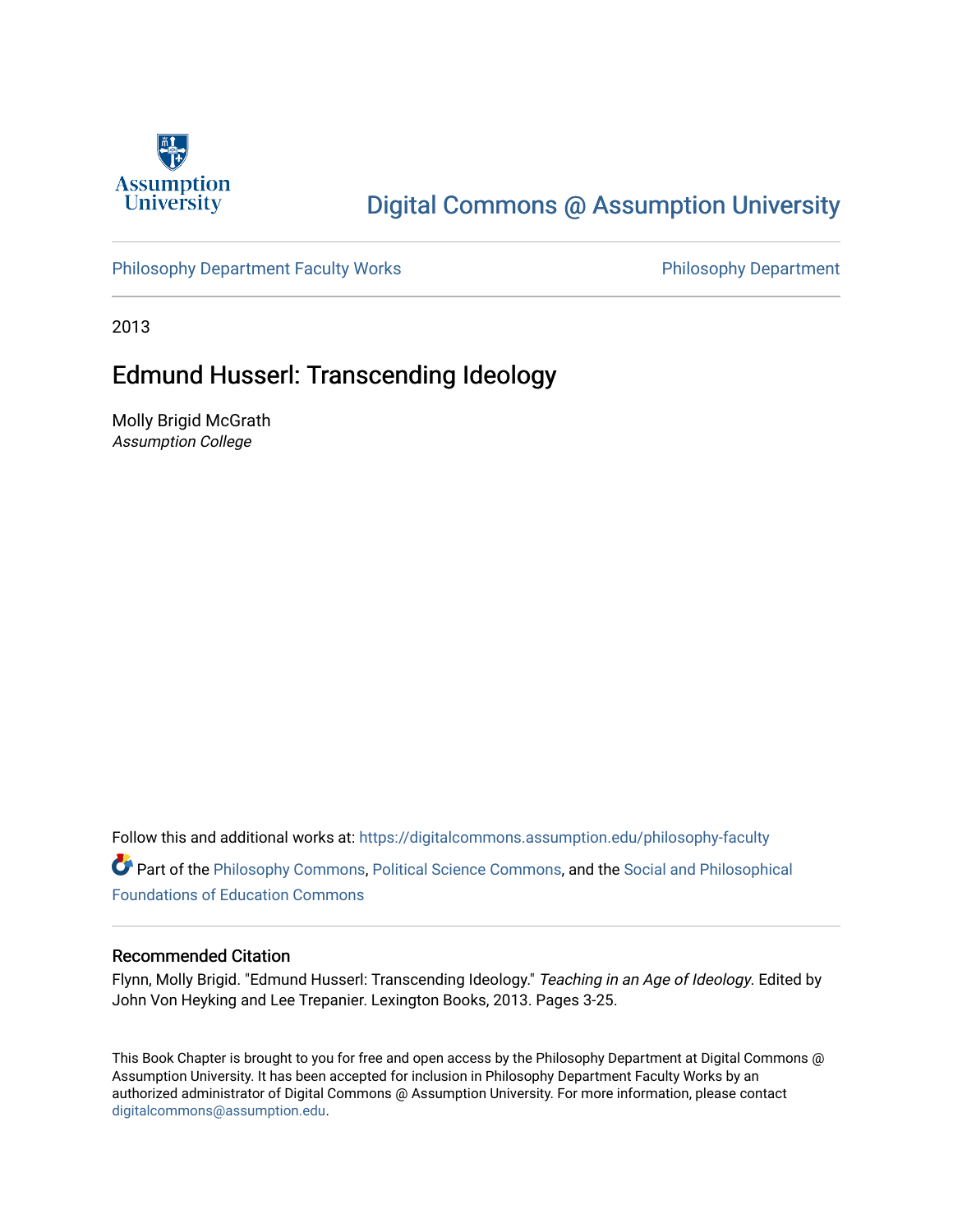Digital Commons @ Assumption University

Philosophy Department Faculty Works

Philosophy Department

2013

# Edmund Husserl: Transcending Ideology

Molly Brigid McGrath
*Assumption College*

Follow this and additional works at: https://digitalcommons.assumption.edu/philosophy-faculty

Part of the Philosophy Commons, Political Science Commons, and the Social and Philosophical Foundations of Education Commons

## Recommended Citation

Flynn, Molly Brigid. "Edmund Husserl: Transcending Ideology." *Teaching in an Age of Ideology*. Edited by John Von Heyking and Lee Trepanier. Lexington Books, 2013. Pages 3-25.

This Book Chapter is brought to you for free and open access by the Philosophy Department at Digital Commons @ Assumption University. It has been accepted for inclusion in Philosophy Department Faculty Works by an authorized administrator of Digital Commons @ Assumption University. For more information, please contact digitalcommons@assumption.edu.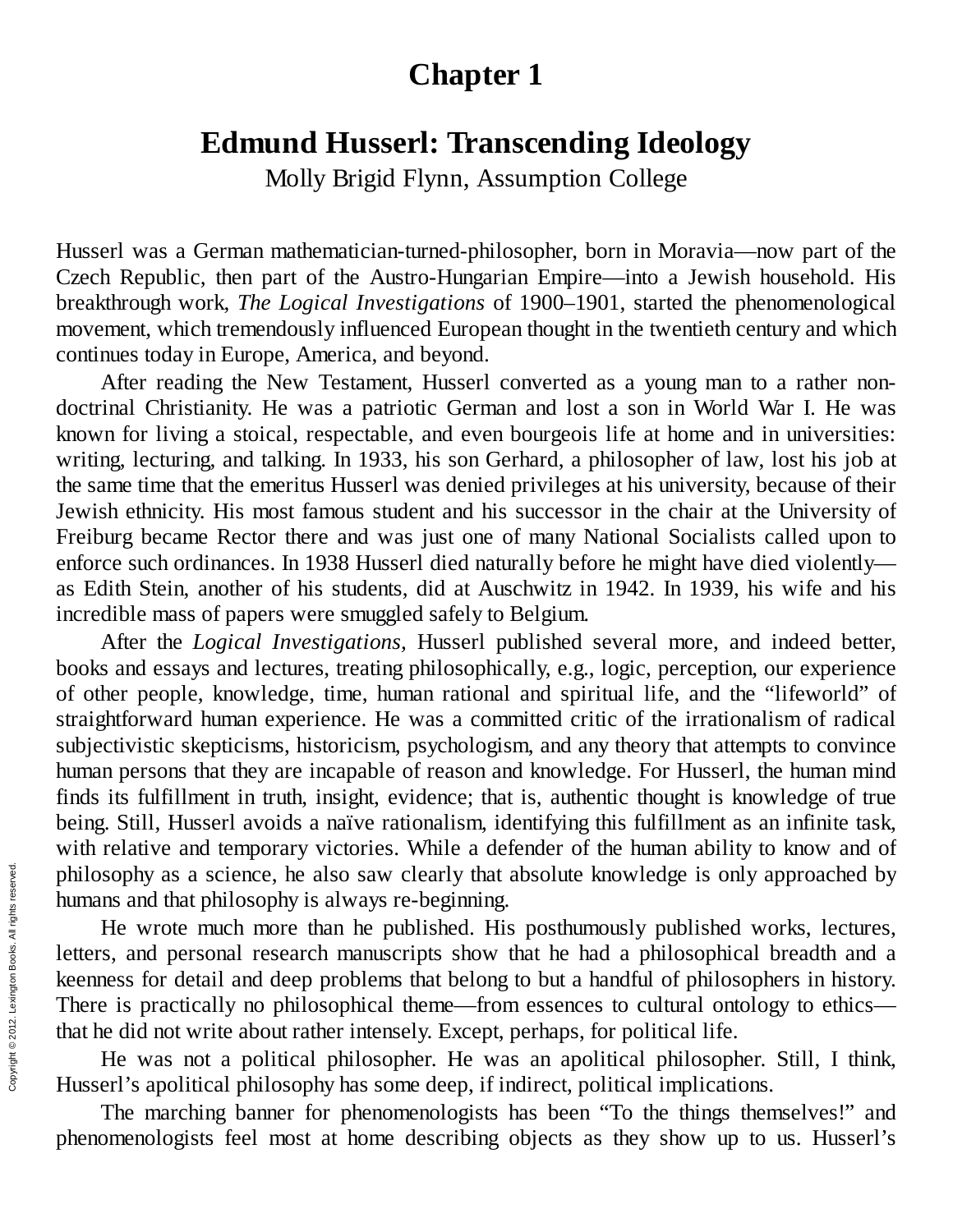# Chapter 1

## Edmund Husserl: Transcending Ideology

Molly Brigid Flynn, Assumption College

Husserl was a German mathematician-turned-philosopher, born in Moravia—now part of the Czech Republic, then part of the Austro-Hungarian Empire—into a Jewish household. His breakthrough work, *The Logical Investigations* of 1900–1901, started the phenomenological movement, which tremendously influenced European thought in the twentieth century and which continues today in Europe, America, and beyond.

After reading the New Testament, Husserl converted as a young man to a rather non-doctrinal Christianity. He was a patriotic German and lost a son in World War I. He was known for living a stoical, respectable, and even bourgeois life at home and in universities: writing, lecturing, and talking. In 1933, his son Gerhard, a philosopher of law, lost his job at the same time that the emeritus Husserl was denied privileges at his university, because of their Jewish ethnicity. His most famous student and his successor in the chair at the University of Freiburg became Rector there and was just one of many National Socialists called upon to enforce such ordinances. In 1938 Husserl died naturally before he might have died violently—as Edith Stein, another of his students, did at Auschwitz in 1942. In 1939, his wife and his incredible mass of papers were smuggled safely to Belgium.

After the *Logical Investigations,* Husserl published several more, and indeed better, books and essays and lectures, treating philosophically, e.g., logic, perception, our experience of other people, knowledge, time, human rational and spiritual life, and the "lifeworld" of straightforward human experience. He was a committed critic of the irrationalism of radical subjectivistic skepticisms, historicism, psychologism, and any theory that attempts to convince human persons that they are incapable of reason and knowledge. For Husserl, the human mind finds its fulfillment in truth, insight, evidence; that is, authentic thought is knowledge of true being. Still, Husserl avoids a naïve rationalism, identifying this fulfillment as an infinite task, with relative and temporary victories. While a defender of the human ability to know and of philosophy as a science, he also saw clearly that absolute knowledge is only approached by humans and that philosophy is always re-beginning.

He wrote much more than he published. His posthumously published works, lectures, letters, and personal research manuscripts show that he had a philosophical breadth and a keenness for detail and deep problems that belong to but a handful of philosophers in history. There is practically no philosophical theme—from essences to cultural ontology to ethics—that he did not write about rather intensely. Except, perhaps, for political life.

He was not a political philosopher. He was an apolitical philosopher. Still, I think, Husserl's apolitical philosophy has some deep, if indirect, political implications.

The marching banner for phenomenologists has been "To the things themselves!" and phenomenologists feel most at home describing objects as they show up to us. Husserl's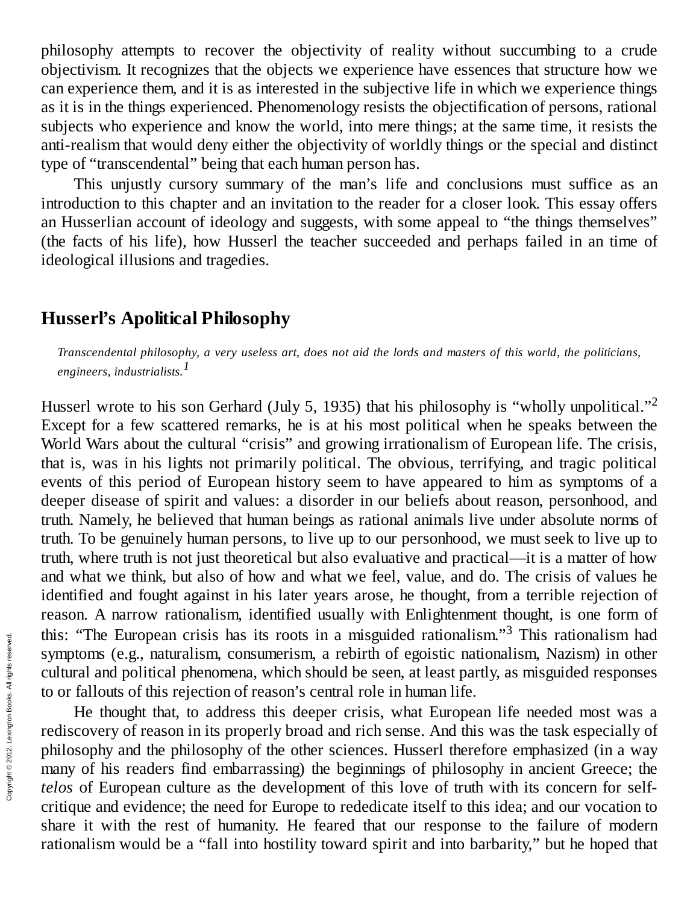philosophy attempts to recover the objectivity of reality without succumbing to a crude objectivism. It recognizes that the objects we experience have essences that structure how we can experience them, and it is as interested in the subjective life in which we experience things as it is in the things experienced. Phenomenology resists the objectification of persons, rational subjects who experience and know the world, into mere things; at the same time, it resists the anti-realism that would deny either the objectivity of worldly things or the special and distinct type of "transcendental" being that each human person has.

This unjustly cursory summary of the man's life and conclusions must suffice as an introduction to this chapter and an invitation to the reader for a closer look. This essay offers an Husserlian account of ideology and suggests, with some appeal to "the things themselves" (the facts of his life), how Husserl the teacher succeeded and perhaps failed in an time of ideological illusions and tragedies.

## Husserl's Apolitical Philosophy

*Transcendental philosophy, a very useless art, does not aid the lords and masters of this world, the politicians, engineers, industrialists.*[1]

Husserl wrote to his son Gerhard (July 5, 1935) that his philosophy is "wholly unpolitical."[2] Except for a few scattered remarks, he is at his most political when he speaks between the World Wars about the cultural "crisis" and growing irrationalism of European life. The crisis, that is, was in his lights not primarily political. The obvious, terrifying, and tragic political events of this period of European history seem to have appeared to him as symptoms of a deeper disease of spirit and values: a disorder in our beliefs about reason, personhood, and truth. Namely, he believed that human beings as rational animals live under absolute norms of truth. To be genuinely human persons, to live up to our personhood, we must seek to live up to truth, where truth is not just theoretical but also evaluative and practical—it is a matter of how and what we think, but also of how and what we feel, value, and do. The crisis of values he identified and fought against in his later years arose, he thought, from a terrible rejection of reason. A narrow rationalism, identified usually with Enlightenment thought, is one form of this: "The European crisis has its roots in a misguided rationalism."[3] This rationalism had symptoms (e.g., naturalism, consumerism, a rebirth of egoistic nationalism, Nazism) in other cultural and political phenomena, which should be seen, at least partly, as misguided responses to or fallouts of this rejection of reason's central role in human life.

He thought that, to address this deeper crisis, what European life needed most was a rediscovery of reason in its properly broad and rich sense. And this was the task especially of philosophy and the philosophy of the other sciences. Husserl therefore emphasized (in a way many of his readers find embarrassing) the beginnings of philosophy in ancient Greece; the *telos* of European culture as the development of this love of truth with its concern for self-critique and evidence; the need for Europe to rededicate itself to this idea; and our vocation to share it with the rest of humanity. He feared that our response to the failure of modern rationalism would be a "fall into hostility toward spirit and into barbarity," but he hoped that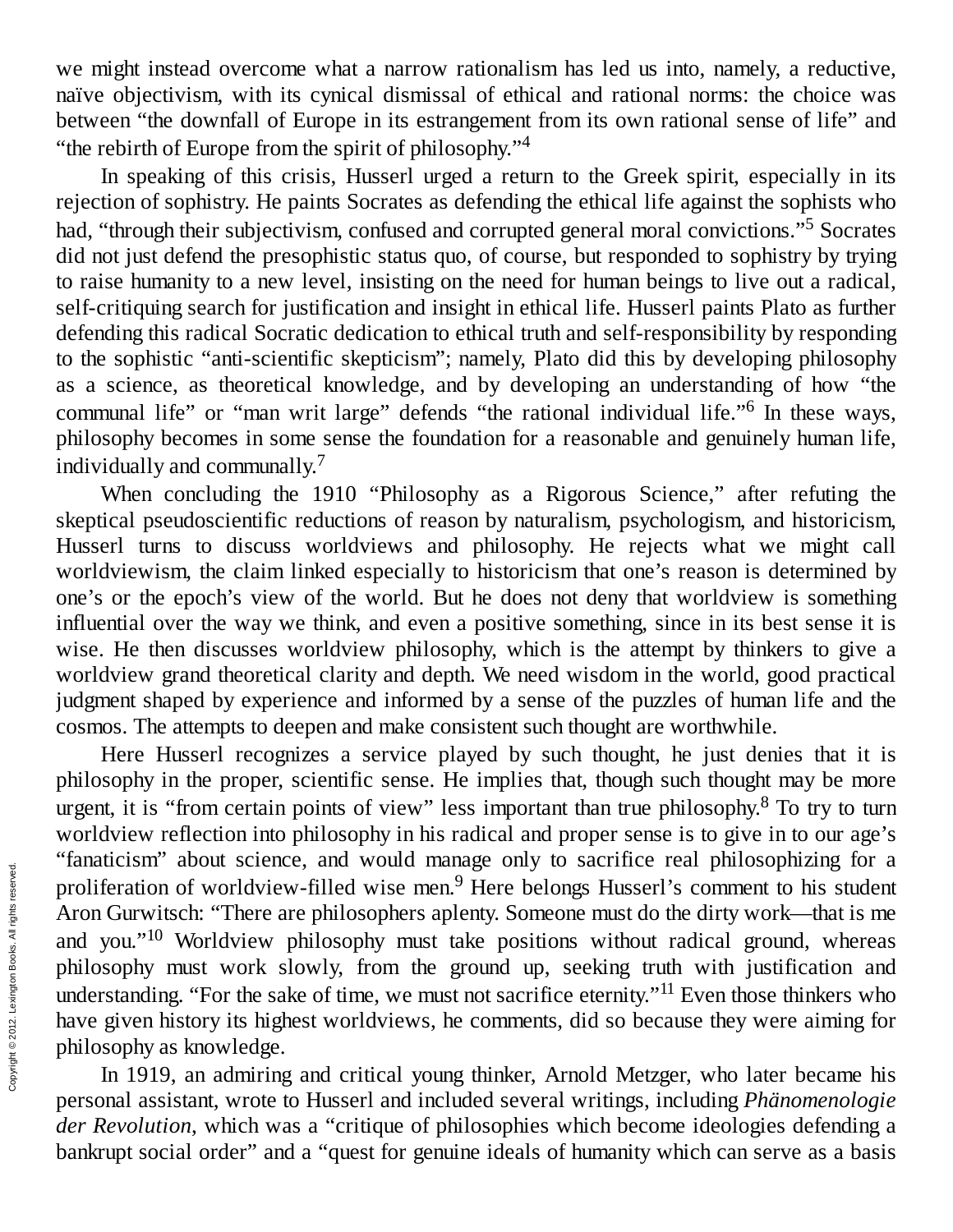we might instead overcome what a narrow rationalism has led us into, namely, a reductive, naïve objectivism, with its cynical dismissal of ethical and rational norms: the choice was between "the downfall of Europe in its estrangement from its own rational sense of life" and "the rebirth of Europe from the spirit of philosophy."[4]

In speaking of this crisis, Husserl urged a return to the Greek spirit, especially in its rejection of sophistry. He paints Socrates as defending the ethical life against the sophists who had, "through their subjectivism, confused and corrupted general moral convictions."[5] Socrates did not just defend the presophistic status quo, of course, but responded to sophistry by trying to raise humanity to a new level, insisting on the need for human beings to live out a radical, self-critiquing search for justification and insight in ethical life. Husserl paints Plato as further defending this radical Socratic dedication to ethical truth and self-responsibility by responding to the sophistic "anti-scientific skepticism"; namely, Plato did this by developing philosophy as a science, as theoretical knowledge, and by developing an understanding of how "the communal life" or "man writ large" defends "the rational individual life."[6] In these ways, philosophy becomes in some sense the foundation for a reasonable and genuinely human life, individually and communally.[7]

When concluding the 1910 "Philosophy as a Rigorous Science," after refuting the skeptical pseudoscientific reductions of reason by naturalism, psychologism, and historicism, Husserl turns to discuss worldviews and philosophy. He rejects what we might call worldviewism, the claim linked especially to historicism that one's reason is determined by one's or the epoch's view of the world. But he does not deny that worldview is something influential over the way we think, and even a positive something, since in its best sense it is wise. He then discusses worldview philosophy, which is the attempt by thinkers to give a worldview grand theoretical clarity and depth. We need wisdom in the world, good practical judgment shaped by experience and informed by a sense of the puzzles of human life and the cosmos. The attempts to deepen and make consistent such thought are worthwhile.

Here Husserl recognizes a service played by such thought, he just denies that it is philosophy in the proper, scientific sense. He implies that, though such thought may be more urgent, it is "from certain points of view" less important than true philosophy.[8] To try to turn worldview reflection into philosophy in his radical and proper sense is to give in to our age's "fanaticism" about science, and would manage only to sacrifice real philosophizing for a proliferation of worldview-filled wise men.[9] Here belongs Husserl's comment to his student Aron Gurwitsch: "There are philosophers aplenty. Someone must do the dirty work—that is me and you."[10] Worldview philosophy must take positions without radical ground, whereas philosophy must work slowly, from the ground up, seeking truth with justification and understanding. "For the sake of time, we must not sacrifice eternity."[11] Even those thinkers who have given history its highest worldviews, he comments, did so because they were aiming for philosophy as knowledge.

In 1919, an admiring and critical young thinker, Arnold Metzger, who later became his personal assistant, wrote to Husserl and included several writings, including *Phänomenologie der Revolution*, which was a "critique of philosophies which become ideologies defending a bankrupt social order" and a "quest for genuine ideals of humanity which can serve as a basis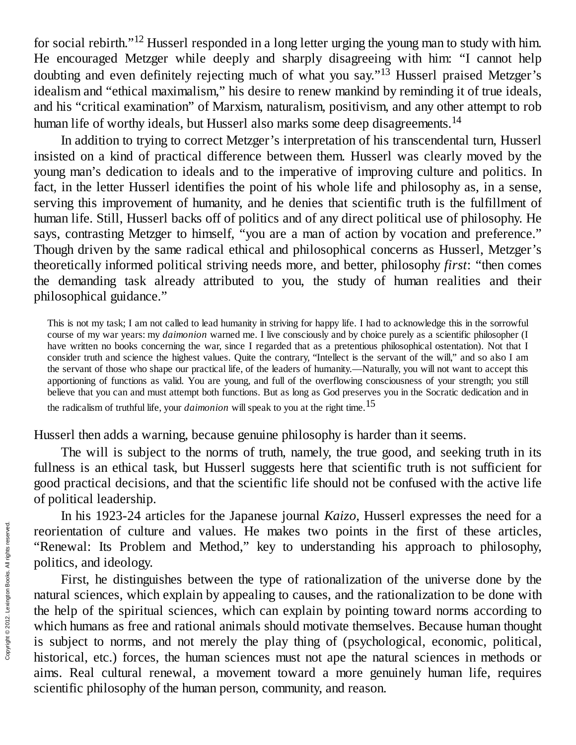for social rebirth."[12] Husserl responded in a long letter urging the young man to study with him. He encouraged Metzger while deeply and sharply disagreeing with him: "I cannot help doubting and even definitely rejecting much of what you say."[13] Husserl praised Metzger's idealism and "ethical maximalism," his desire to renew mankind by reminding it of true ideals, and his "critical examination" of Marxism, naturalism, positivism, and any other attempt to rob human life of worthy ideals, but Husserl also marks some deep disagreements.[14]

In addition to trying to correct Metzger's interpretation of his transcendental turn, Husserl insisted on a kind of practical difference between them. Husserl was clearly moved by the young man's dedication to ideals and to the imperative of improving culture and politics. In fact, in the letter Husserl identifies the point of his whole life and philosophy as, in a sense, serving this improvement of humanity, and he denies that scientific truth is the fulfillment of human life. Still, Husserl backs off of politics and of any direct political use of philosophy. He says, contrasting Metzger to himself, "you are a man of action by vocation and preference." Though driven by the same radical ethical and philosophical concerns as Husserl, Metzger's theoretically informed political striving needs more, and better, philosophy *first*: "then comes the demanding task already attributed to you, the study of human realities and their philosophical guidance."

> This is not my task; I am not called to lead humanity in striving for happy life. I had to acknowledge this in the sorrowful course of my war years: my *daimonion* warned me. I live consciously and by choice purely as a scientific philosopher (I have written no books concerning the war, since I regarded that as a pretentious philosophical ostentation). Not that I consider truth and science the highest values. Quite the contrary, "Intellect is the servant of the will," and so also I am the servant of those who shape our practical life, of the leaders of humanity.—Naturally, you will not want to accept this apportioning of functions as valid. You are young, and full of the overflowing consciousness of your strength; you still believe that you can and must attempt both functions. But as long as God preserves you in the Socratic dedication and in the radicalism of truthful life, your *daimonion* will speak to you at the right time.[15]

Husserl then adds a warning, because genuine philosophy is harder than it seems.

The will is subject to the norms of truth, namely, the true good, and seeking truth in its fullness is an ethical task, but Husserl suggests here that scientific truth is not sufficient for good practical decisions, and that the scientific life should not be confused with the active life of political leadership.

In his 1923-24 articles for the Japanese journal *Kaizo*, Husserl expresses the need for a reorientation of culture and values. He makes two points in the first of these articles, "Renewal: Its Problem and Method," key to understanding his approach to philosophy, politics, and ideology.

First, he distinguishes between the type of rationalization of the universe done by the natural sciences, which explain by appealing to causes, and the rationalization to be done with the help of the spiritual sciences, which can explain by pointing toward norms according to which humans as free and rational animals should motivate themselves. Because human thought is subject to norms, and not merely the play thing of (psychological, economic, political, historical, etc.) forces, the human sciences must not ape the natural sciences in methods or aims. Real cultural renewal, a movement toward a more genuinely human life, requires scientific philosophy of the human person, community, and reason.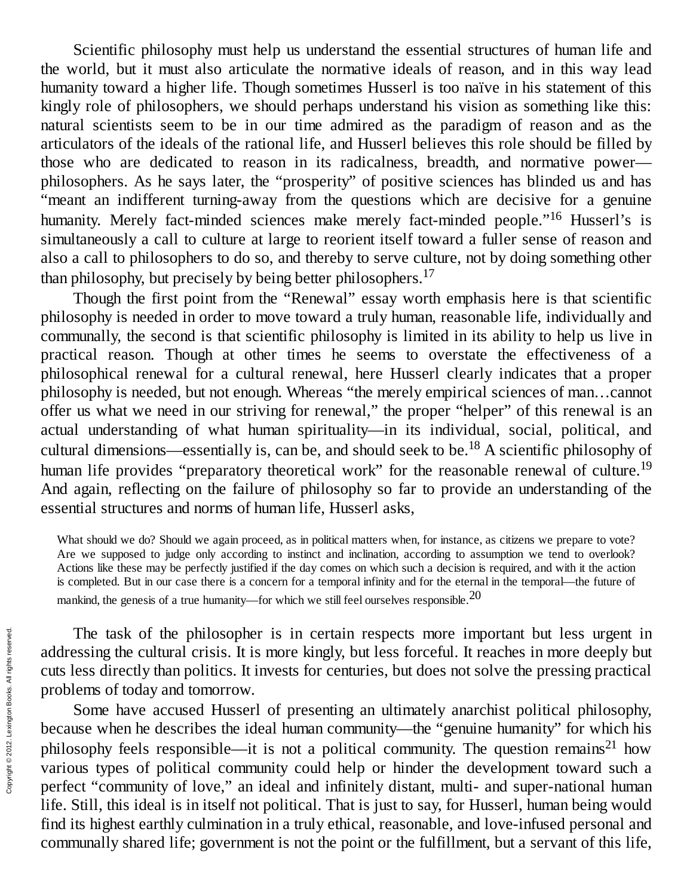Scientific philosophy must help us understand the essential structures of human life and the world, but it must also articulate the normative ideals of reason, and in this way lead humanity toward a higher life. Though sometimes Husserl is too naïve in his statement of this kingly role of philosophers, we should perhaps understand his vision as something like this: natural scientists seem to be in our time admired as the paradigm of reason and as the articulators of the ideals of the rational life, and Husserl believes this role should be filled by those who are dedicated to reason in its radicalness, breadth, and normative power—philosophers. As he says later, the "prosperity" of positive sciences has blinded us and has "meant an indifferent turning-away from the questions which are decisive for a genuine humanity. Merely fact-minded sciences make merely fact-minded people."[16] Husserl's is simultaneously a call to culture at large to reorient itself toward a fuller sense of reason and also a call to philosophers to do so, and thereby to serve culture, not by doing something other than philosophy, but precisely by being better philosophers.[17]

Though the first point from the "Renewal" essay worth emphasis here is that scientific philosophy is needed in order to move toward a truly human, reasonable life, individually and communally, the second is that scientific philosophy is limited in its ability to help us live in practical reason. Though at other times he seems to overstate the effectiveness of a philosophical renewal for a cultural renewal, here Husserl clearly indicates that a proper philosophy is needed, but not enough. Whereas "the merely empirical sciences of man…cannot offer us what we need in our striving for renewal," the proper "helper" of this renewal is an actual understanding of what human spirituality—in its individual, social, political, and cultural dimensions—essentially is, can be, and should seek to be.[18] A scientific philosophy of human life provides "preparatory theoretical work" for the reasonable renewal of culture.[19] And again, reflecting on the failure of philosophy so far to provide an understanding of the essential structures and norms of human life, Husserl asks,

> What should we do? Should we again proceed, as in political matters when, for instance, as citizens we prepare to vote? Are we supposed to judge only according to instinct and inclination, according to assumption we tend to overlook? Actions like these may be perfectly justified if the day comes on which such a decision is required, and with it the action is completed. But in our case there is a concern for a temporal infinity and for the eternal in the temporal—the future of mankind, the genesis of a true humanity—for which we still feel ourselves responsible.[20]

The task of the philosopher is in certain respects more important but less urgent in addressing the cultural crisis. It is more kingly, but less forceful. It reaches in more deeply but cuts less directly than politics. It invests for centuries, but does not solve the pressing practical problems of today and tomorrow.

Some have accused Husserl of presenting an ultimately anarchist political philosophy, because when he describes the ideal human community—the "genuine humanity" for which his philosophy feels responsible—it is not a political community. The question remains[21] how various types of political community could help or hinder the development toward such a perfect "community of love," an ideal and infinitely distant, multi- and super-national human life. Still, this ideal is in itself not political. That is just to say, for Husserl, human being would find its highest earthly culmination in a truly ethical, reasonable, and love-infused personal and communally shared life; government is not the point or the fulfillment, but a servant of this life,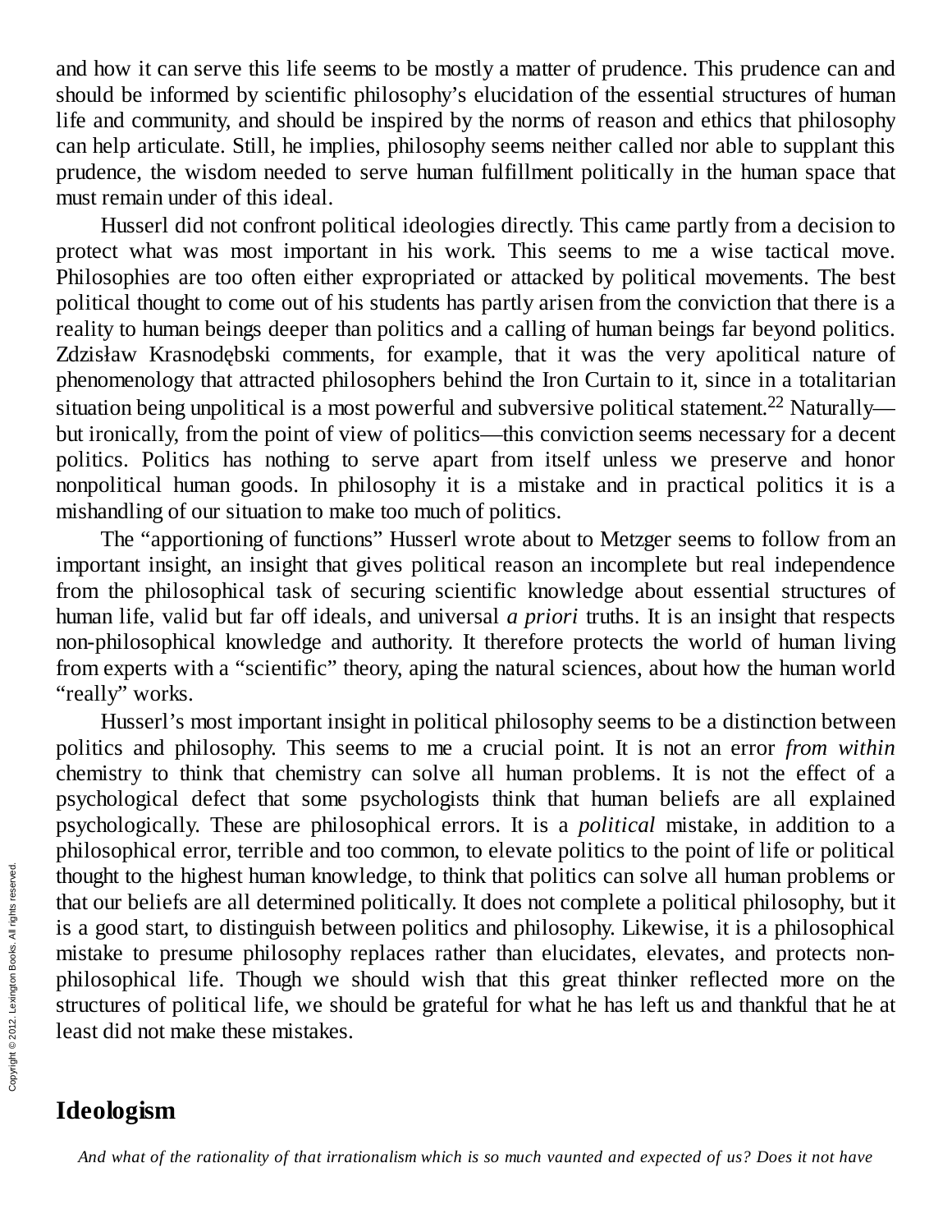and how it can serve this life seems to be mostly a matter of prudence. This prudence can and should be informed by scientific philosophy's elucidation of the essential structures of human life and community, and should be inspired by the norms of reason and ethics that philosophy can help articulate. Still, he implies, philosophy seems neither called nor able to supplant this prudence, the wisdom needed to serve human fulfillment politically in the human space that must remain under of this ideal.

Husserl did not confront political ideologies directly. This came partly from a decision to protect what was most important in his work. This seems to me a wise tactical move. Philosophies are too often either expropriated or attacked by political movements. The best political thought to come out of his students has partly arisen from the conviction that there is a reality to human beings deeper than politics and a calling of human beings far beyond politics. Zdzisław Krasnodębski comments, for example, that it was the very apolitical nature of phenomenology that attracted philosophers behind the Iron Curtain to it, since in a totalitarian situation being unpolitical is a most powerful and subversive political statement.[22] Naturally—but ironically, from the point of view of politics—this conviction seems necessary for a decent politics. Politics has nothing to serve apart from itself unless we preserve and honor nonpolitical human goods. In philosophy it is a mistake and in practical politics it is a mishandling of our situation to make too much of politics.

The "apportioning of functions" Husserl wrote about to Metzger seems to follow from an important insight, an insight that gives political reason an incomplete but real independence from the philosophical task of securing scientific knowledge about essential structures of human life, valid but far off ideals, and universal *a priori* truths. It is an insight that respects non-philosophical knowledge and authority. It therefore protects the world of human living from experts with a "scientific" theory, aping the natural sciences, about how the human world "really" works.

Husserl's most important insight in political philosophy seems to be a distinction between politics and philosophy. This seems to me a crucial point. It is not an error *from within* chemistry to think that chemistry can solve all human problems. It is not the effect of a psychological defect that some psychologists think that human beliefs are all explained psychologically. These are philosophical errors. It is a *political* mistake, in addition to a philosophical error, terrible and too common, to elevate politics to the point of life or political thought to the highest human knowledge, to think that politics can solve all human problems or that our beliefs are all determined politically. It does not complete a political philosophy, but it is a good start, to distinguish between politics and philosophy. Likewise, it is a philosophical mistake to presume philosophy replaces rather than elucidates, elevates, and protects non-philosophical life. Though we should wish that this great thinker reflected more on the structures of political life, we should be grateful for what he has left us and thankful that he at least did not make these mistakes.

## Ideologism

*And what of the rationality of that irrationalism which is so much vaunted and expected of us? Does it not have*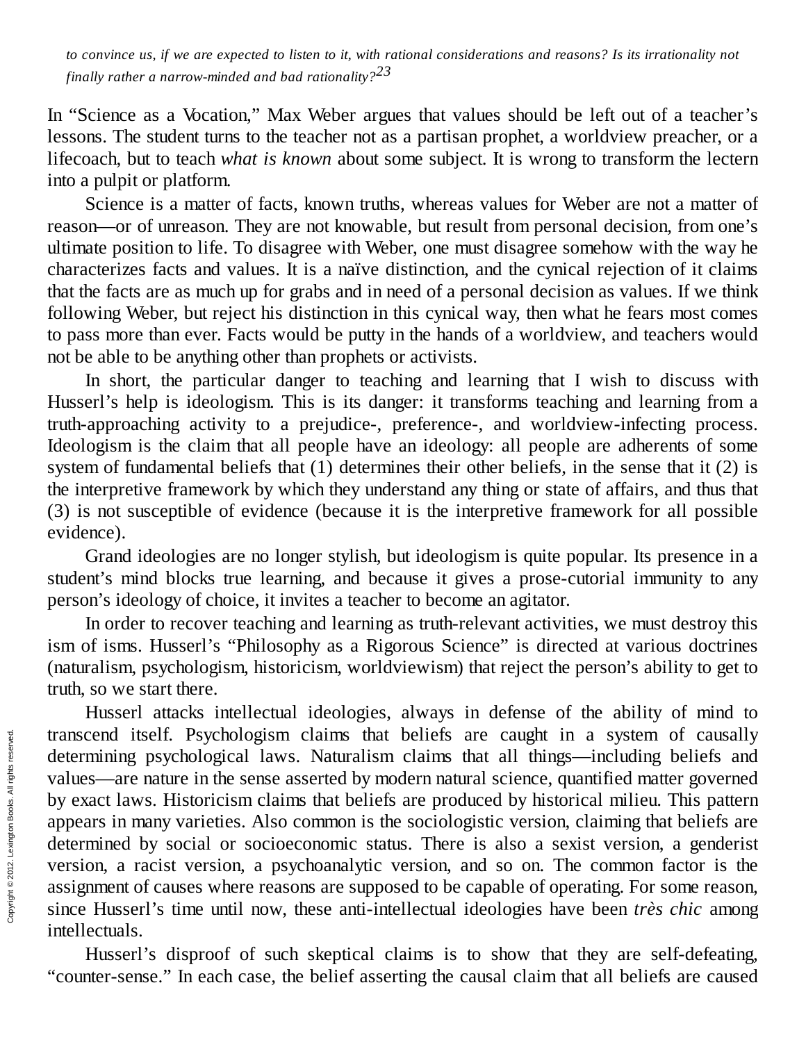*to convince us, if we are expected to listen to it, with rational considerations and reasons? Is its irrationality not finally rather a narrow-minded and bad rationality?*[23]

In "Science as a Vocation," Max Weber argues that values should be left out of a teacher's lessons. The student turns to the teacher not as a partisan prophet, a worldview preacher, or a lifecoach, but to teach *what is known* about some subject. It is wrong to transform the lectern into a pulpit or platform.

Science is a matter of facts, known truths, whereas values for Weber are not a matter of reason—or of unreason. They are not knowable, but result from personal decision, from one's ultimate position to life. To disagree with Weber, one must disagree somehow with the way he characterizes facts and values. It is a naïve distinction, and the cynical rejection of it claims that the facts are as much up for grabs and in need of a personal decision as values. If we think following Weber, but reject his distinction in this cynical way, then what he fears most comes to pass more than ever. Facts would be putty in the hands of a worldview, and teachers would not be able to be anything other than prophets or activists.

In short, the particular danger to teaching and learning that I wish to discuss with Husserl's help is ideologism. This is its danger: it transforms teaching and learning from a truth-approaching activity to a prejudice-, preference-, and worldview-infecting process. Ideologism is the claim that all people have an ideology: all people are adherents of some system of fundamental beliefs that (1) determines their other beliefs, in the sense that it (2) is the interpretive framework by which they understand any thing or state of affairs, and thus that (3) is not susceptible of evidence (because it is the interpretive framework for all possible evidence).

Grand ideologies are no longer stylish, but ideologism is quite popular. Its presence in a student's mind blocks true learning, and because it gives a prose-cutorial immunity to any person's ideology of choice, it invites a teacher to become an agitator.

In order to recover teaching and learning as truth-relevant activities, we must destroy this ism of isms. Husserl's "Philosophy as a Rigorous Science" is directed at various doctrines (naturalism, psychologism, historicism, worldviewism) that reject the person's ability to get to truth, so we start there.

Husserl attacks intellectual ideologies, always in defense of the ability of mind to transcend itself. Psychologism claims that beliefs are caught in a system of causally determining psychological laws. Naturalism claims that all things—including beliefs and values—are nature in the sense asserted by modern natural science, quantified matter governed by exact laws. Historicism claims that beliefs are produced by historical milieu. This pattern appears in many varieties. Also common is the sociologistic version, claiming that beliefs are determined by social or socioeconomic status. There is also a sexist version, a genderist version, a racist version, a psychoanalytic version, and so on. The common factor is the assignment of causes where reasons are supposed to be capable of operating. For some reason, since Husserl's time until now, these anti-intellectual ideologies have been *très chic* among intellectuals.

Husserl's disproof of such skeptical claims is to show that they are self-defeating, "counter-sense." In each case, the belief asserting the causal claim that all beliefs are caused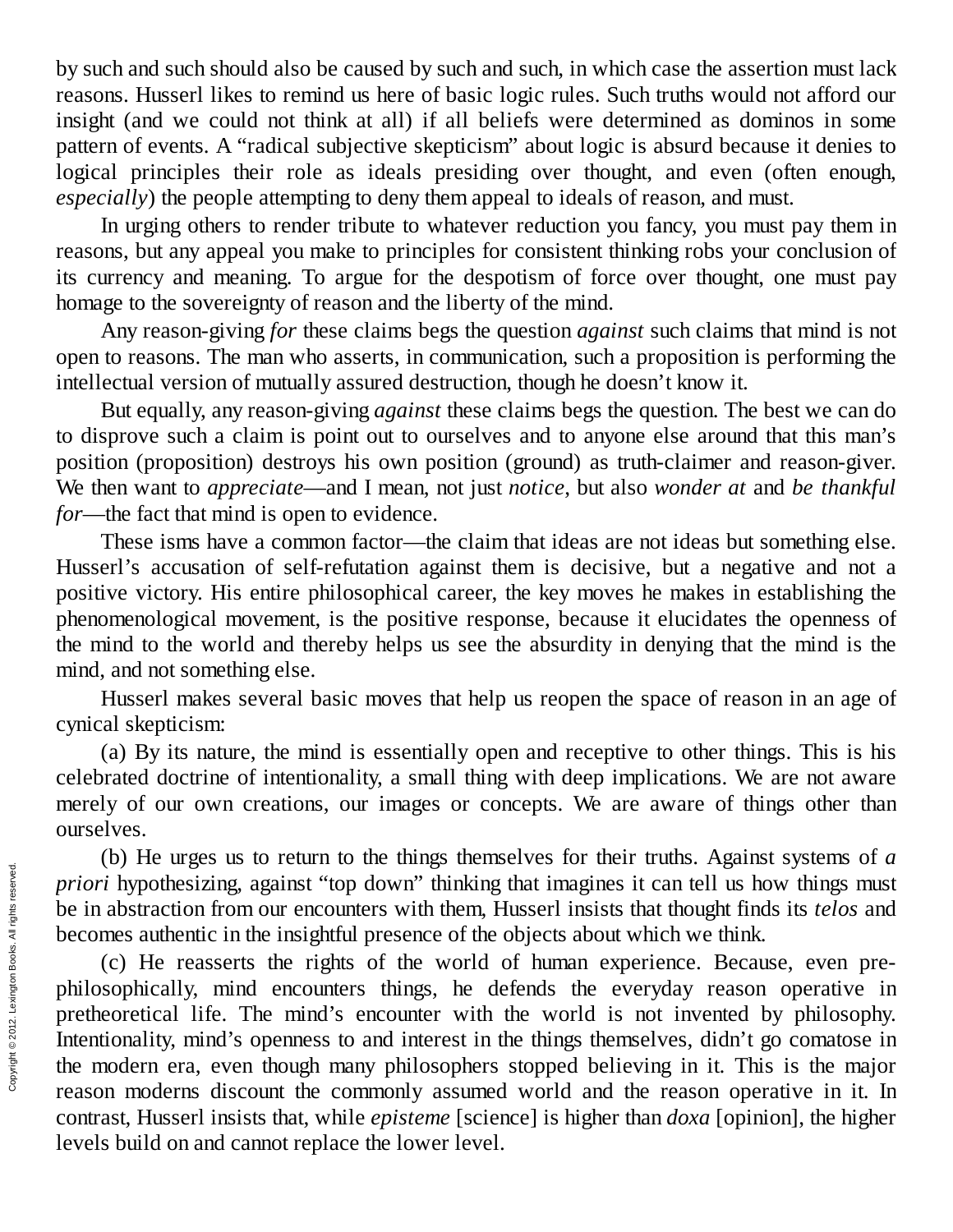by such and such should also be caused by such and such, in which case the assertion must lack reasons. Husserl likes to remind us here of basic logic rules. Such truths would not afford our insight (and we could not think at all) if all beliefs were determined as dominos in some pattern of events. A "radical subjective skepticism" about logic is absurd because it denies to logical principles their role as ideals presiding over thought, and even (often enough, *especially*) the people attempting to deny them appeal to ideals of reason, and must.

In urging others to render tribute to whatever reduction you fancy, you must pay them in reasons, but any appeal you make to principles for consistent thinking robs your conclusion of its currency and meaning. To argue for the despotism of force over thought, one must pay homage to the sovereignty of reason and the liberty of the mind.

Any reason-giving *for* these claims begs the question *against* such claims that mind is not open to reasons. The man who asserts, in communication, such a proposition is performing the intellectual version of mutually assured destruction, though he doesn't know it.

But equally, any reason-giving *against* these claims begs the question. The best we can do to disprove such a claim is point out to ourselves and to anyone else around that this man's position (proposition) destroys his own position (ground) as truth-claimer and reason-giver. We then want to *appreciate*—and I mean, not just *notice*, but also *wonder at* and *be thankful for*—the fact that mind is open to evidence.

These isms have a common factor—the claim that ideas are not ideas but something else. Husserl's accusation of self-refutation against them is decisive, but a negative and not a positive victory. His entire philosophical career, the key moves he makes in establishing the phenomenological movement, is the positive response, because it elucidates the openness of the mind to the world and thereby helps us see the absurdity in denying that the mind is the mind, and not something else.

Husserl makes several basic moves that help us reopen the space of reason in an age of cynical skepticism:

(a) By its nature, the mind is essentially open and receptive to other things. This is his celebrated doctrine of intentionality, a small thing with deep implications. We are not aware merely of our own creations, our images or concepts. We are aware of things other than ourselves.

(b) He urges us to return to the things themselves for their truths. Against systems of *a priori* hypothesizing, against "top down" thinking that imagines it can tell us how things must be in abstraction from our encounters with them, Husserl insists that thought finds its *telos* and becomes authentic in the insightful presence of the objects about which we think.

(c) He reasserts the rights of the world of human experience. Because, even pre-philosophically, mind encounters things, he defends the everyday reason operative in pretheoretical life. The mind's encounter with the world is not invented by philosophy. Intentionality, mind's openness to and interest in the things themselves, didn't go comatose in the modern era, even though many philosophers stopped believing in it. This is the major reason moderns discount the commonly assumed world and the reason operative in it. In contrast, Husserl insists that, while *episteme* [science] is higher than *doxa* [opinion], the higher levels build on and cannot replace the lower level.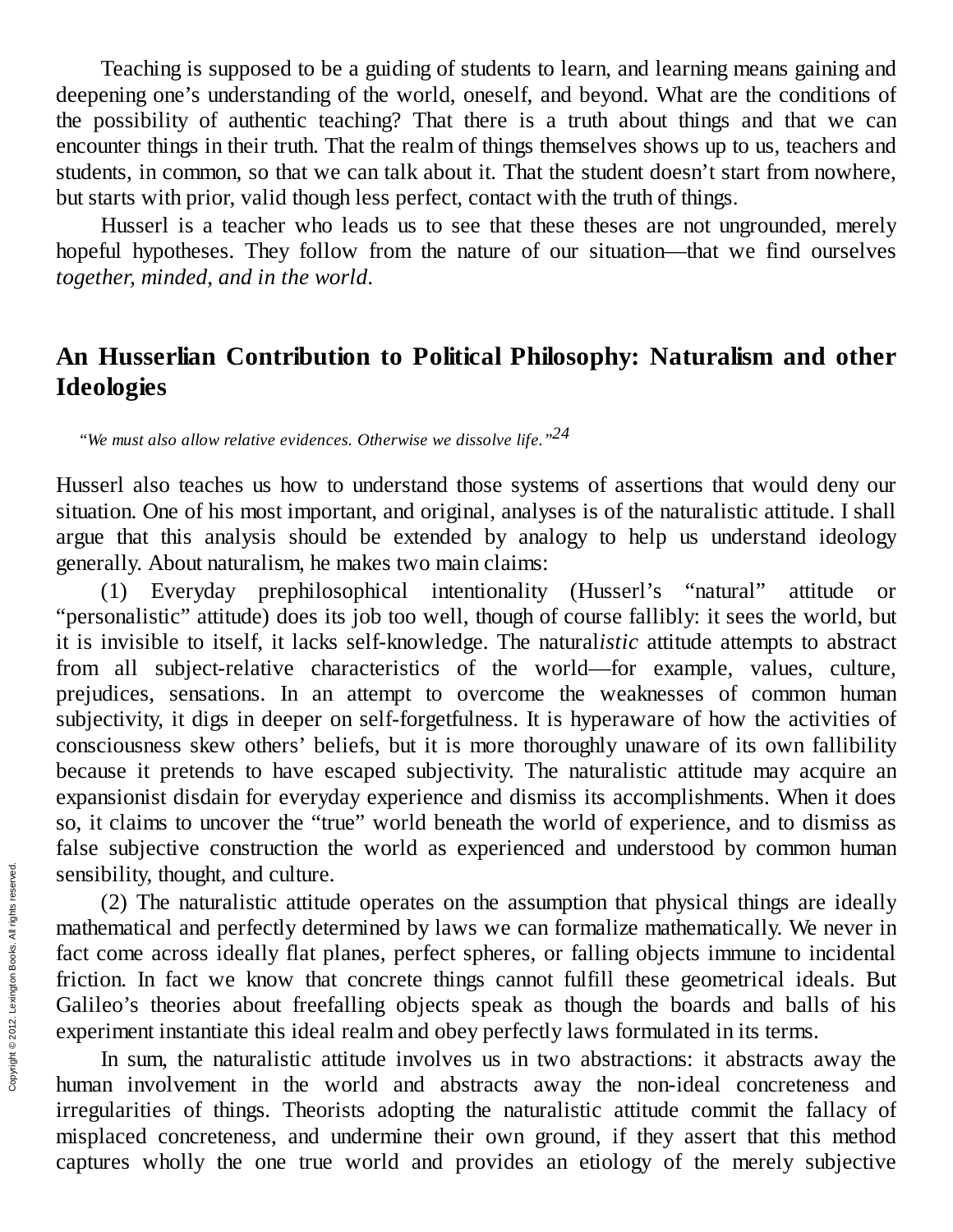Teaching is supposed to be a guiding of students to learn, and learning means gaining and deepening one's understanding of the world, oneself, and beyond. What are the conditions of the possibility of authentic teaching? That there is a truth about things and that we can encounter things in their truth. That the realm of things themselves shows up to us, teachers and students, in common, so that we can talk about it. That the student doesn't start from nowhere, but starts with prior, valid though less perfect, contact with the truth of things.

Husserl is a teacher who leads us to see that these theses are not ungrounded, merely hopeful hypotheses. They follow from the nature of our situation—that we find ourselves *together, minded, and in the world*.

## An Husserlian Contribution to Political Philosophy: Naturalism and other Ideologies

*"We must also allow relative evidences. Otherwise we dissolve life."*[24]

Husserl also teaches us how to understand those systems of assertions that would deny our situation. One of his most important, and original, analyses is of the naturalistic attitude. I shall argue that this analysis should be extended by analogy to help us understand ideology generally. About naturalism, he makes two main claims:

(1) Everyday prephilosophical intentionality (Husserl's "natural" attitude or "personalistic" attitude) does its job too well, though of course fallibly: it sees the world, but it is invisible to itself, it lacks self-knowledge. The natural*istic* attitude attempts to abstract from all subject-relative characteristics of the world—for example, values, culture, prejudices, sensations. In an attempt to overcome the weaknesses of common human subjectivity, it digs in deeper on self-forgetfulness. It is hyperaware of how the activities of consciousness skew others' beliefs, but it is more thoroughly unaware of its own fallibility because it pretends to have escaped subjectivity. The naturalistic attitude may acquire an expansionist disdain for everyday experience and dismiss its accomplishments. When it does so, it claims to uncover the "true" world beneath the world of experience, and to dismiss as false subjective construction the world as experienced and understood by common human sensibility, thought, and culture.

(2) The naturalistic attitude operates on the assumption that physical things are ideally mathematical and perfectly determined by laws we can formalize mathematically. We never in fact come across ideally flat planes, perfect spheres, or falling objects immune to incidental friction. In fact we know that concrete things cannot fulfill these geometrical ideals. But Galileo's theories about freefalling objects speak as though the boards and balls of his experiment instantiate this ideal realm and obey perfectly laws formulated in its terms.

In sum, the naturalistic attitude involves us in two abstractions: it abstracts away the human involvement in the world and abstracts away the non-ideal concreteness and irregularities of things. Theorists adopting the naturalistic attitude commit the fallacy of misplaced concreteness, and undermine their own ground, if they assert that this method captures wholly the one true world and provides an etiology of the merely subjective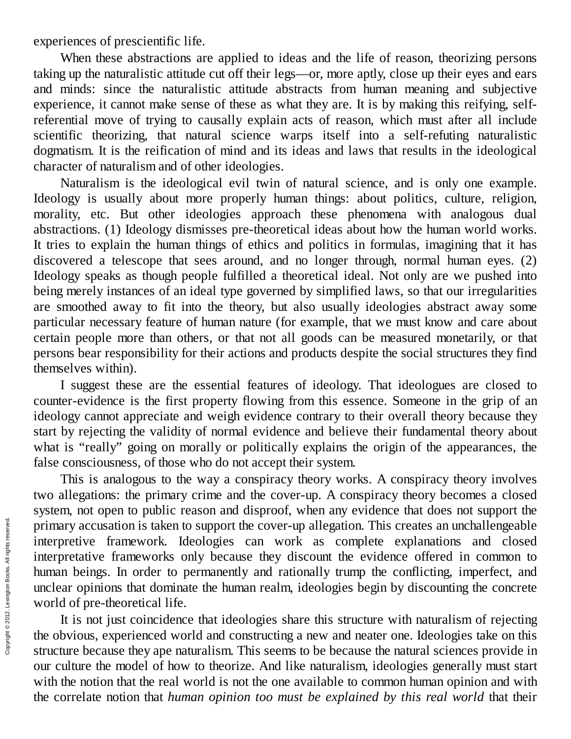experiences of prescientific life.

When these abstractions are applied to ideas and the life of reason, theorizing persons taking up the naturalistic attitude cut off their legs—or, more aptly, close up their eyes and ears and minds: since the naturalistic attitude abstracts from human meaning and subjective experience, it cannot make sense of these as what they are. It is by making this reifying, self-referential move of trying to causally explain acts of reason, which must after all include scientific theorizing, that natural science warps itself into a self-refuting naturalistic dogmatism. It is the reification of mind and its ideas and laws that results in the ideological character of naturalism and of other ideologies.

Naturalism is the ideological evil twin of natural science, and is only one example. Ideology is usually about more properly human things: about politics, culture, religion, morality, etc. But other ideologies approach these phenomena with analogous dual abstractions. (1) Ideology dismisses pre-theoretical ideas about how the human world works. It tries to explain the human things of ethics and politics in formulas, imagining that it has discovered a telescope that sees around, and no longer through, normal human eyes. (2) Ideology speaks as though people fulfilled a theoretical ideal. Not only are we pushed into being merely instances of an ideal type governed by simplified laws, so that our irregularities are smoothed away to fit into the theory, but also usually ideologies abstract away some particular necessary feature of human nature (for example, that we must know and care about certain people more than others, or that not all goods can be measured monetarily, or that persons bear responsibility for their actions and products despite the social structures they find themselves within).

I suggest these are the essential features of ideology. That ideologues are closed to counter-evidence is the first property flowing from this essence. Someone in the grip of an ideology cannot appreciate and weigh evidence contrary to their overall theory because they start by rejecting the validity of normal evidence and believe their fundamental theory about what is "really" going on morally or politically explains the origin of the appearances, the false consciousness, of those who do not accept their system.

This is analogous to the way a conspiracy theory works. A conspiracy theory involves two allegations: the primary crime and the cover-up. A conspiracy theory becomes a closed system, not open to public reason and disproof, when any evidence that does not support the primary accusation is taken to support the cover-up allegation. This creates an unchallengeable interpretive framework. Ideologies can work as complete explanations and closed interpretative frameworks only because they discount the evidence offered in common to human beings. In order to permanently and rationally trump the conflicting, imperfect, and unclear opinions that dominate the human realm, ideologies begin by discounting the concrete world of pre-theoretical life.

It is not just coincidence that ideologies share this structure with naturalism of rejecting the obvious, experienced world and constructing a new and neater one. Ideologies take on this structure because they ape naturalism. This seems to be because the natural sciences provide in our culture the model of how to theorize. And like naturalism, ideologies generally must start with the notion that the real world is not the one available to common human opinion and with the correlate notion that *human opinion too must be explained by this real world* that their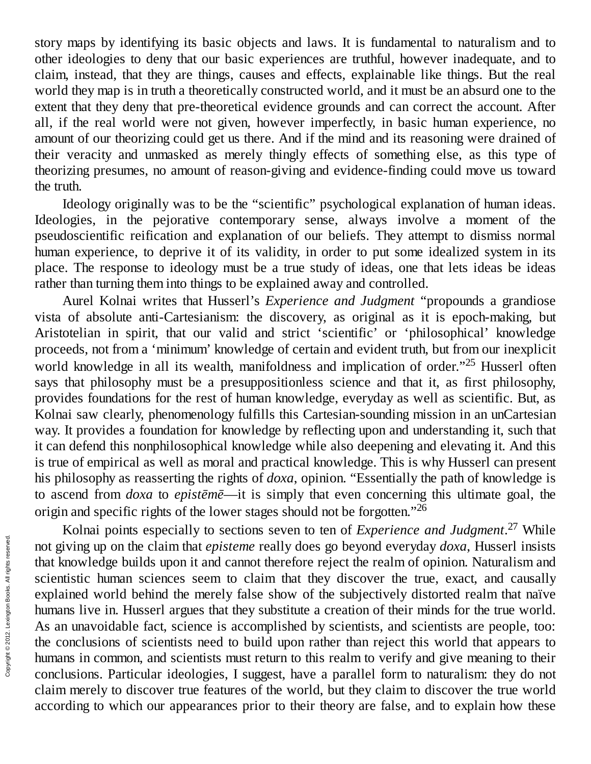story maps by identifying its basic objects and laws. It is fundamental to naturalism and to other ideologies to deny that our basic experiences are truthful, however inadequate, and to claim, instead, that they are things, causes and effects, explainable like things. But the real world they map is in truth a theoretically constructed world, and it must be an absurd one to the extent that they deny that pre-theoretical evidence grounds and can correct the account. After all, if the real world were not given, however imperfectly, in basic human experience, no amount of our theorizing could get us there. And if the mind and its reasoning were drained of their veracity and unmasked as merely thingly effects of something else, as this type of theorizing presumes, no amount of reason-giving and evidence-finding could move us toward the truth.

Ideology originally was to be the "scientific" psychological explanation of human ideas. Ideologies, in the pejorative contemporary sense, always involve a moment of the pseudoscientific reification and explanation of our beliefs. They attempt to dismiss normal human experience, to deprive it of its validity, in order to put some idealized system in its place. The response to ideology must be a true study of ideas, one that lets ideas be ideas rather than turning them into things to be explained away and controlled.

Aurel Kolnai writes that Husserl's *Experience and Judgment* "propounds a grandiose vista of absolute anti-Cartesianism: the discovery, as original as it is epoch-making, but Aristotelian in spirit, that our valid and strict 'scientific' or 'philosophical' knowledge proceeds, not from a 'minimum' knowledge of certain and evident truth, but from our inexplicit world knowledge in all its wealth, manifoldness and implication of order."[25] Husserl often says that philosophy must be a presuppositionless science and that it, as first philosophy, provides foundations for the rest of human knowledge, everyday as well as scientific. But, as Kolnai saw clearly, phenomenology fulfills this Cartesian-sounding mission in an unCartesian way. It provides a foundation for knowledge by reflecting upon and understanding it, such that it can defend this nonphilosophical knowledge while also deepening and elevating it. And this is true of empirical as well as moral and practical knowledge. This is why Husserl can present his philosophy as reasserting the rights of *doxa*, opinion. "Essentially the path of knowledge is to ascend from *doxa* to *epistēmē*—it is simply that even concerning this ultimate goal, the origin and specific rights of the lower stages should not be forgotten."[26]

Kolnai points especially to sections seven to ten of *Experience and Judgment*.[27] While not giving up on the claim that *episteme* really does go beyond everyday *doxa*, Husserl insists that knowledge builds upon it and cannot therefore reject the realm of opinion. Naturalism and scientistic human sciences seem to claim that they discover the true, exact, and causally explained world behind the merely false show of the subjectively distorted realm that naïve humans live in. Husserl argues that they substitute a creation of their minds for the true world. As an unavoidable fact, science is accomplished by scientists, and scientists are people, too: the conclusions of scientists need to build upon rather than reject this world that appears to humans in common, and scientists must return to this realm to verify and give meaning to their conclusions. Particular ideologies, I suggest, have a parallel form to naturalism: they do not claim merely to discover true features of the world, but they claim to discover the true world according to which our appearances prior to their theory are false, and to explain how these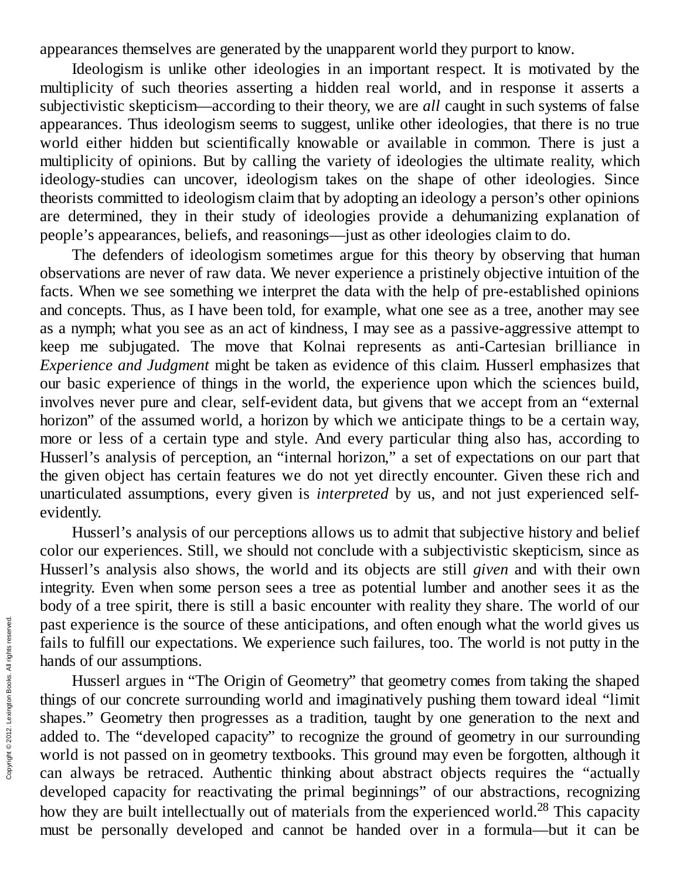appearances themselves are generated by the unapparent world they purport to know.

Ideologism is unlike other ideologies in an important respect. It is motivated by the multiplicity of such theories asserting a hidden real world, and in response it asserts a subjectivistic skepticism—according to their theory, we are *all* caught in such systems of false appearances. Thus ideologism seems to suggest, unlike other ideologies, that there is no true world either hidden but scientifically knowable or available in common. There is just a multiplicity of opinions. But by calling the variety of ideologies the ultimate reality, which ideology-studies can uncover, ideologism takes on the shape of other ideologies. Since theorists committed to ideologism claim that by adopting an ideology a person's other opinions are determined, they in their study of ideologies provide a dehumanizing explanation of people's appearances, beliefs, and reasonings—just as other ideologies claim to do.

The defenders of ideologism sometimes argue for this theory by observing that human observations are never of raw data. We never experience a pristinely objective intuition of the facts. When we see something we interpret the data with the help of pre-established opinions and concepts. Thus, as I have been told, for example, what one see as a tree, another may see as a nymph; what you see as an act of kindness, I may see as a passive-aggressive attempt to keep me subjugated. The move that Kolnai represents as anti-Cartesian brilliance in *Experience and Judgment* might be taken as evidence of this claim. Husserl emphasizes that our basic experience of things in the world, the experience upon which the sciences build, involves never pure and clear, self-evident data, but givens that we accept from an "external horizon" of the assumed world, a horizon by which we anticipate things to be a certain way, more or less of a certain type and style. And every particular thing also has, according to Husserl's analysis of perception, an "internal horizon," a set of expectations on our part that the given object has certain features we do not yet directly encounter. Given these rich and unarticulated assumptions, every given is *interpreted* by us, and not just experienced self-evidently.

Husserl's analysis of our perceptions allows us to admit that subjective history and belief color our experiences. Still, we should not conclude with a subjectivistic skepticism, since as Husserl's analysis also shows, the world and its objects are still *given* and with their own integrity. Even when some person sees a tree as potential lumber and another sees it as the body of a tree spirit, there is still a basic encounter with reality they share. The world of our past experience is the source of these anticipations, and often enough what the world gives us fails to fulfill our expectations. We experience such failures, too. The world is not putty in the hands of our assumptions.

Husserl argues in "The Origin of Geometry" that geometry comes from taking the shaped things of our concrete surrounding world and imaginatively pushing them toward ideal "limit shapes." Geometry then progresses as a tradition, taught by one generation to the next and added to. The "developed capacity" to recognize the ground of geometry in our surrounding world is not passed on in geometry textbooks. This ground may even be forgotten, although it can always be retraced. Authentic thinking about abstract objects requires the "actually developed capacity for reactivating the primal beginnings" of our abstractions, recognizing how they are built intellectually out of materials from the experienced world.[28] This capacity must be personally developed and cannot be handed over in a formula—but it can be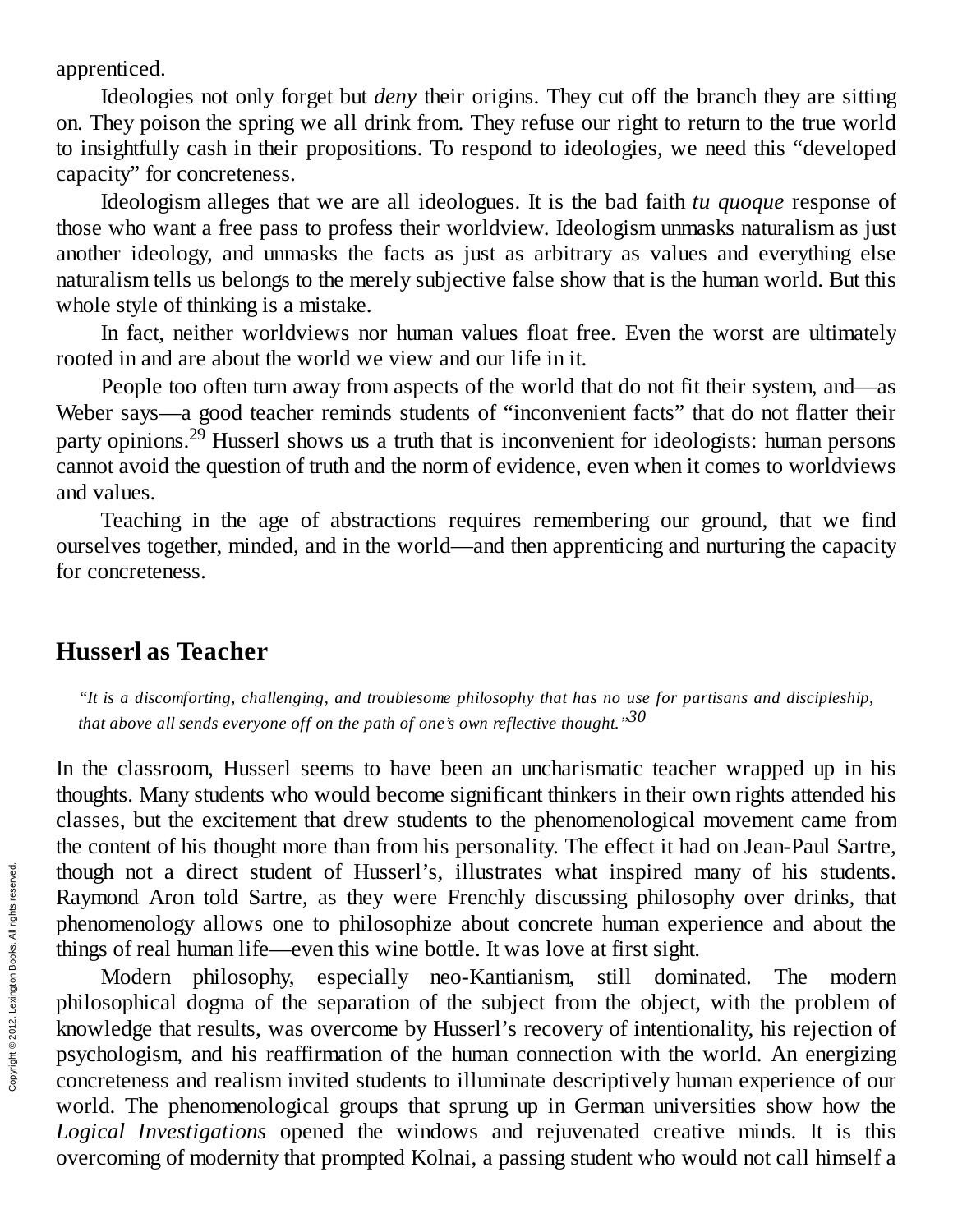apprenticed.

Ideologies not only forget but *deny* their origins. They cut off the branch they are sitting on. They poison the spring we all drink from. They refuse our right to return to the true world to insightfully cash in their propositions. To respond to ideologies, we need this "developed capacity" for concreteness.

Ideologism alleges that we are all ideologues. It is the bad faith *tu quoque* response of those who want a free pass to profess their worldview. Ideologism unmasks naturalism as just another ideology, and unmasks the facts as just as arbitrary as values and everything else naturalism tells us belongs to the merely subjective false show that is the human world. But this whole style of thinking is a mistake.

In fact, neither worldviews nor human values float free. Even the worst are ultimately rooted in and are about the world we view and our life in it.

People too often turn away from aspects of the world that do not fit their system, and—as Weber says—a good teacher reminds students of "inconvenient facts" that do not flatter their party opinions.[29] Husserl shows us a truth that is inconvenient for ideologists: human persons cannot avoid the question of truth and the norm of evidence, even when it comes to worldviews and values.

Teaching in the age of abstractions requires remembering our ground, that we find ourselves together, minded, and in the world—and then apprenticing and nurturing the capacity for concreteness.

## Husserl as Teacher

> *"It is a discomforting, challenging, and troublesome philosophy that has no use for partisans and discipleship, that above all sends everyone off on the path of one's own reflective thought."*[30]

In the classroom, Husserl seems to have been an uncharismatic teacher wrapped up in his thoughts. Many students who would become significant thinkers in their own rights attended his classes, but the excitement that drew students to the phenomenological movement came from the content of his thought more than from his personality. The effect it had on Jean-Paul Sartre, though not a direct student of Husserl's, illustrates what inspired many of his students. Raymond Aron told Sartre, as they were Frenchly discussing philosophy over drinks, that phenomenology allows one to philosophize about concrete human experience and about the things of real human life—even this wine bottle. It was love at first sight.

Modern philosophy, especially neo-Kantianism, still dominated. The modern philosophical dogma of the separation of the subject from the object, with the problem of knowledge that results, was overcome by Husserl's recovery of intentionality, his rejection of psychologism, and his reaffirmation of the human connection with the world. An energizing concreteness and realism invited students to illuminate descriptively human experience of our world. The phenomenological groups that sprung up in German universities show how the *Logical Investigations* opened the windows and rejuvenated creative minds. It is this overcoming of modernity that prompted Kolnai, a passing student who would not call himself a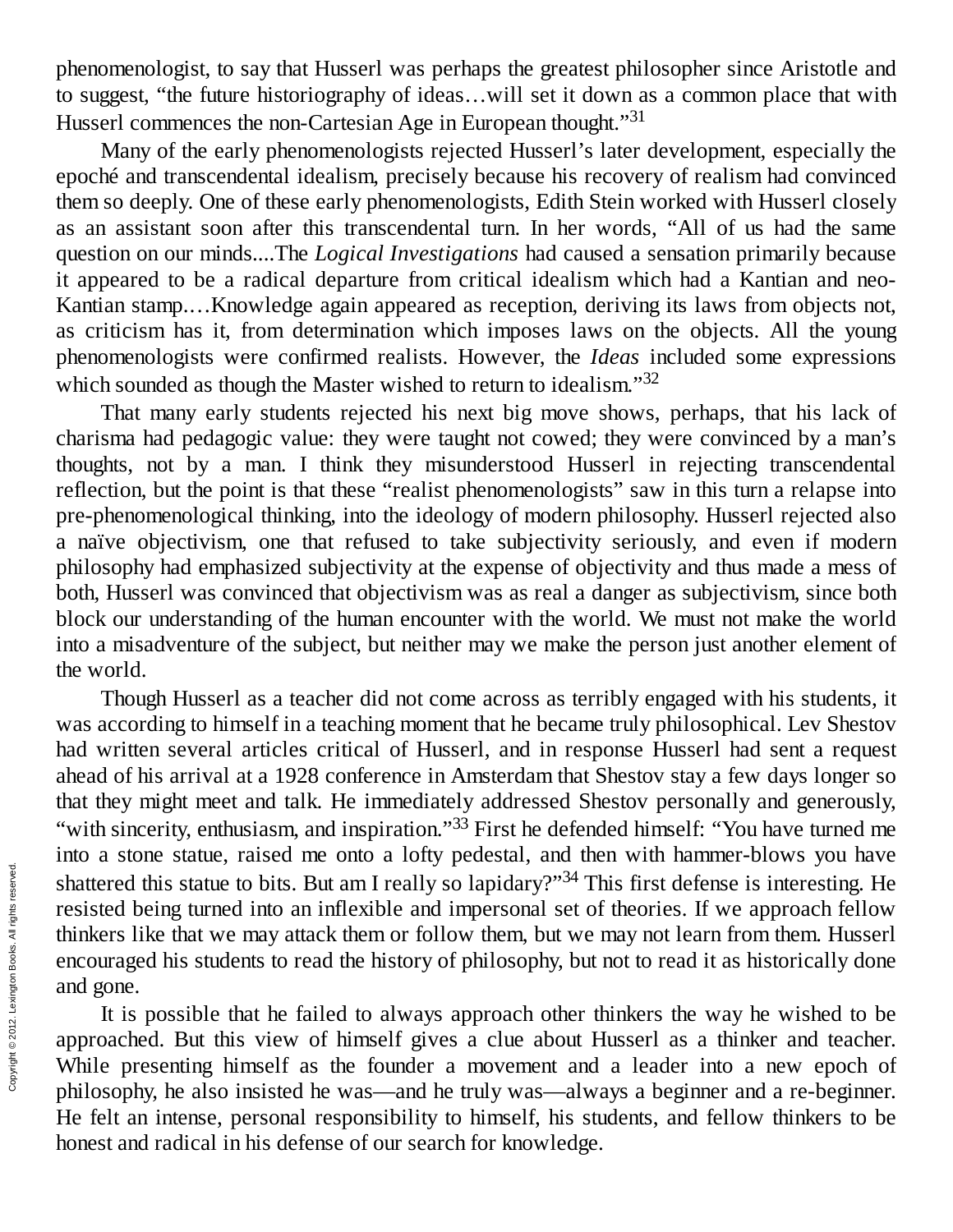phenomenologist, to say that Husserl was perhaps the greatest philosopher since Aristotle and to suggest, "the future historiography of ideas…will set it down as a common place that with Husserl commences the non-Cartesian Age in European thought."[31]

Many of the early phenomenologists rejected Husserl's later development, especially the epoché and transcendental idealism, precisely because his recovery of realism had convinced them so deeply. One of these early phenomenologists, Edith Stein worked with Husserl closely as an assistant soon after this transcendental turn. In her words, "All of us had the same question on our minds....The *Logical Investigations* had caused a sensation primarily because it appeared to be a radical departure from critical idealism which had a Kantian and neo-Kantian stamp.…Knowledge again appeared as reception, deriving its laws from objects not, as criticism has it, from determination which imposes laws on the objects. All the young phenomenologists were confirmed realists. However, the *Ideas* included some expressions which sounded as though the Master wished to return to idealism."[32]

That many early students rejected his next big move shows, perhaps, that his lack of charisma had pedagogic value: they were taught not cowed; they were convinced by a man's thoughts, not by a man. I think they misunderstood Husserl in rejecting transcendental reflection, but the point is that these "realist phenomenologists" saw in this turn a relapse into pre-phenomenological thinking, into the ideology of modern philosophy. Husserl rejected also a naïve objectivism, one that refused to take subjectivity seriously, and even if modern philosophy had emphasized subjectivity at the expense of objectivity and thus made a mess of both, Husserl was convinced that objectivism was as real a danger as subjectivism, since both block our understanding of the human encounter with the world. We must not make the world into a misadventure of the subject, but neither may we make the person just another element of the world.

Though Husserl as a teacher did not come across as terribly engaged with his students, it was according to himself in a teaching moment that he became truly philosophical. Lev Shestov had written several articles critical of Husserl, and in response Husserl had sent a request ahead of his arrival at a 1928 conference in Amsterdam that Shestov stay a few days longer so that they might meet and talk. He immediately addressed Shestov personally and generously, "with sincerity, enthusiasm, and inspiration."[33] First he defended himself: "You have turned me into a stone statue, raised me onto a lofty pedestal, and then with hammer-blows you have shattered this statue to bits. But am I really so lapidary?"[34] This first defense is interesting. He resisted being turned into an inflexible and impersonal set of theories. If we approach fellow thinkers like that we may attack them or follow them, but we may not learn from them. Husserl encouraged his students to read the history of philosophy, but not to read it as historically done and gone.

It is possible that he failed to always approach other thinkers the way he wished to be approached. But this view of himself gives a clue about Husserl as a thinker and teacher. While presenting himself as the founder a movement and a leader into a new epoch of philosophy, he also insisted he was—and he truly was—always a beginner and a re-beginner. He felt an intense, personal responsibility to himself, his students, and fellow thinkers to be honest and radical in his defense of our search for knowledge.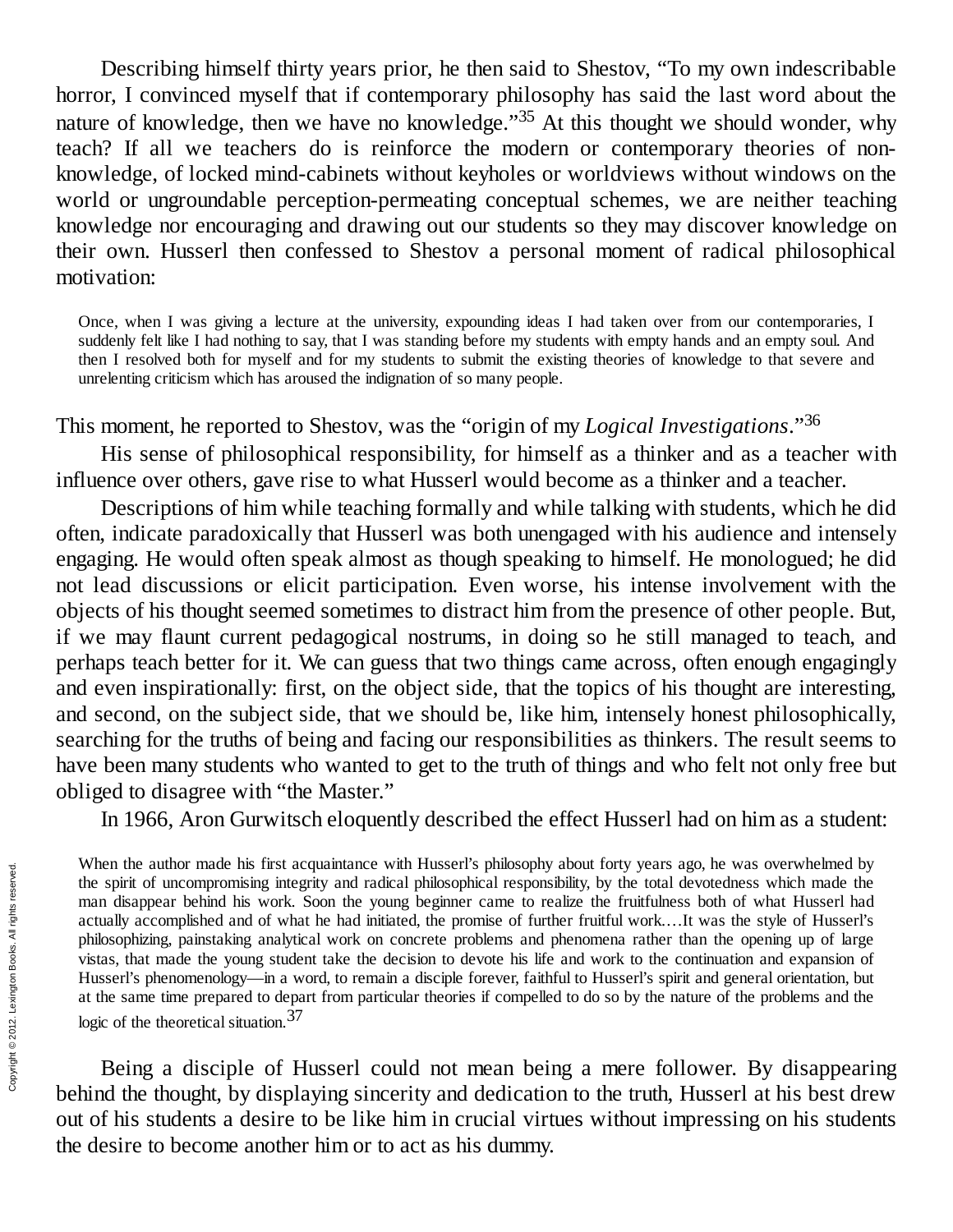Describing himself thirty years prior, he then said to Shestov, “To my own indescribable horror, I convinced myself that if contemporary philosophy has said the last word about the nature of knowledge, then we have no knowledge.”[35] At this thought we should wonder, why teach? If all we teachers do is reinforce the modern or contemporary theories of non-knowledge, of locked mind-cabinets without keyholes or worldviews without windows on the world or ungroundable perception-permeating conceptual schemes, we are neither teaching knowledge nor encouraging and drawing out our students so they may discover knowledge on their own. Husserl then confessed to Shestov a personal moment of radical philosophical motivation:

> Once, when I was giving a lecture at the university, expounding ideas I had taken over from our contemporaries, I suddenly felt like I had nothing to say, that I was standing before my students with empty hands and an empty soul. And then I resolved both for myself and for my students to submit the existing theories of knowledge to that severe and unrelenting criticism which has aroused the indignation of so many people.

This moment, he reported to Shestov, was the “origin of my *Logical Investigations*.”[36]

His sense of philosophical responsibility, for himself as a thinker and as a teacher with influence over others, gave rise to what Husserl would become as a thinker and a teacher.

Descriptions of him while teaching formally and while talking with students, which he did often, indicate paradoxically that Husserl was both unengaged with his audience and intensely engaging. He would often speak almost as though speaking to himself. He monologued; he did not lead discussions or elicit participation. Even worse, his intense involvement with the objects of his thought seemed sometimes to distract him from the presence of other people. But, if we may flaunt current pedagogical nostrums, in doing so he still managed to teach, and perhaps teach better for it. We can guess that two things came across, often enough engagingly and even inspirationally: first, on the object side, that the topics of his thought are interesting, and second, on the subject side, that we should be, like him, intensely honest philosophically, searching for the truths of being and facing our responsibilities as thinkers. The result seems to have been many students who wanted to get to the truth of things and who felt not only free but obliged to disagree with “the Master.”

In 1966, Aron Gurwitsch eloquently described the effect Husserl had on him as a student:

> When the author made his first acquaintance with Husserl's philosophy about forty years ago, he was overwhelmed by the spirit of uncompromising integrity and radical philosophical responsibility, by the total devotedness which made the man disappear behind his work. Soon the young beginner came to realize the fruitfulness both of what Husserl had actually accomplished and of what he had initiated, the promise of further fruitful work.…It was the style of Husserl's philosophizing, painstaking analytical work on concrete problems and phenomena rather than the opening up of large vistas, that made the young student take the decision to devote his life and work to the continuation and expansion of Husserl's phenomenology—in a word, to remain a disciple forever, faithful to Husserl's spirit and general orientation, but at the same time prepared to depart from particular theories if compelled to do so by the nature of the problems and the logic of the theoretical situation.[37]

Being a disciple of Husserl could not mean being a mere follower. By disappearing behind the thought, by displaying sincerity and dedication to the truth, Husserl at his best drew out of his students a desire to be like him in crucial virtues without impressing on his students the desire to become another him or to act as his dummy.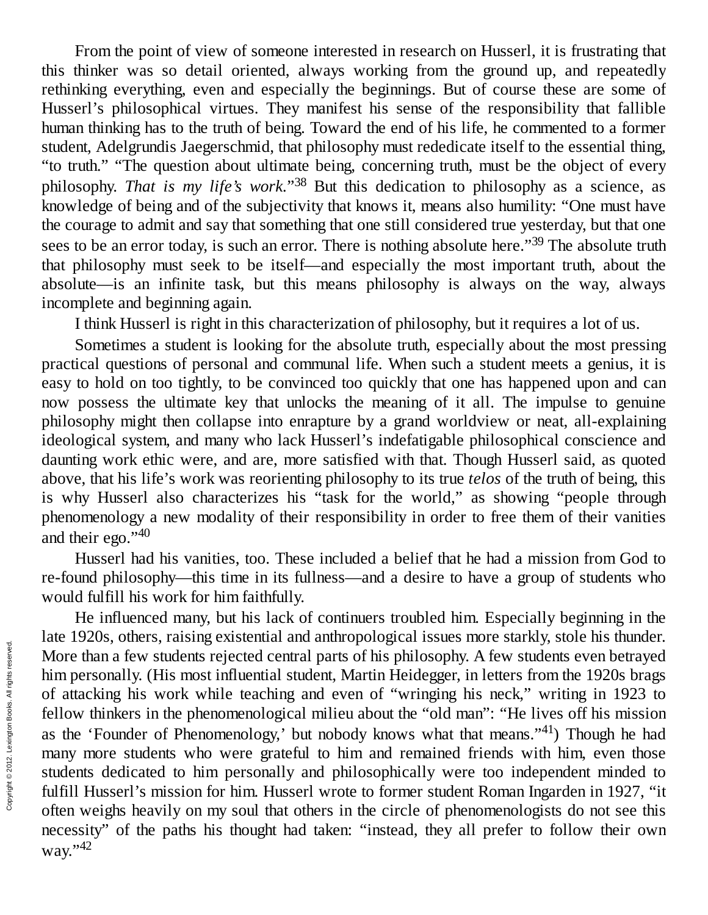From the point of view of someone interested in research on Husserl, it is frustrating that this thinker was so detail oriented, always working from the ground up, and repeatedly rethinking everything, even and especially the beginnings. But of course these are some of Husserl's philosophical virtues. They manifest his sense of the responsibility that fallible human thinking has to the truth of being. Toward the end of his life, he commented to a former student, Adelgrundis Jaegerschmid, that philosophy must rededicate itself to the essential thing, "to truth." "The question about ultimate being, concerning truth, must be the object of every philosophy. *That is my life's work*."[38] But this dedication to philosophy as a science, as knowledge of being and of the subjectivity that knows it, means also humility: "One must have the courage to admit and say that something that one still considered true yesterday, but that one sees to be an error today, is such an error. There is nothing absolute here."[39] The absolute truth that philosophy must seek to be itself—and especially the most important truth, about the absolute—is an infinite task, but this means philosophy is always on the way, always incomplete and beginning again.

I think Husserl is right in this characterization of philosophy, but it requires a lot of us.

Sometimes a student is looking for the absolute truth, especially about the most pressing practical questions of personal and communal life. When such a student meets a genius, it is easy to hold on too tightly, to be convinced too quickly that one has happened upon and can now possess the ultimate key that unlocks the meaning of it all. The impulse to genuine philosophy might then collapse into enrapture by a grand worldview or neat, all-explaining ideological system, and many who lack Husserl's indefatigable philosophical conscience and daunting work ethic were, and are, more satisfied with that. Though Husserl said, as quoted above, that his life's work was reorienting philosophy to its true *telos* of the truth of being, this is why Husserl also characterizes his "task for the world," as showing "people through phenomenology a new modality of their responsibility in order to free them of their vanities and their ego."[40]

Husserl had his vanities, too. These included a belief that he had a mission from God to re-found philosophy—this time in its fullness—and a desire to have a group of students who would fulfill his work for him faithfully.

He influenced many, but his lack of continuers troubled him. Especially beginning in the late 1920s, others, raising existential and anthropological issues more starkly, stole his thunder. More than a few students rejected central parts of his philosophy. A few students even betrayed him personally. (His most influential student, Martin Heidegger, in letters from the 1920s brags of attacking his work while teaching and even of "wringing his neck," writing in 1923 to fellow thinkers in the phenomenological milieu about the "old man": "He lives off his mission as the 'Founder of Phenomenology,' but nobody knows what that means."[41]) Though he had many more students who were grateful to him and remained friends with him, even those students dedicated to him personally and philosophically were too independent minded to fulfill Husserl's mission for him. Husserl wrote to former student Roman Ingarden in 1927, "it often weighs heavily on my soul that others in the circle of phenomenologists do not see this necessity" of the paths his thought had taken: "instead, they all prefer to follow their own way."[42]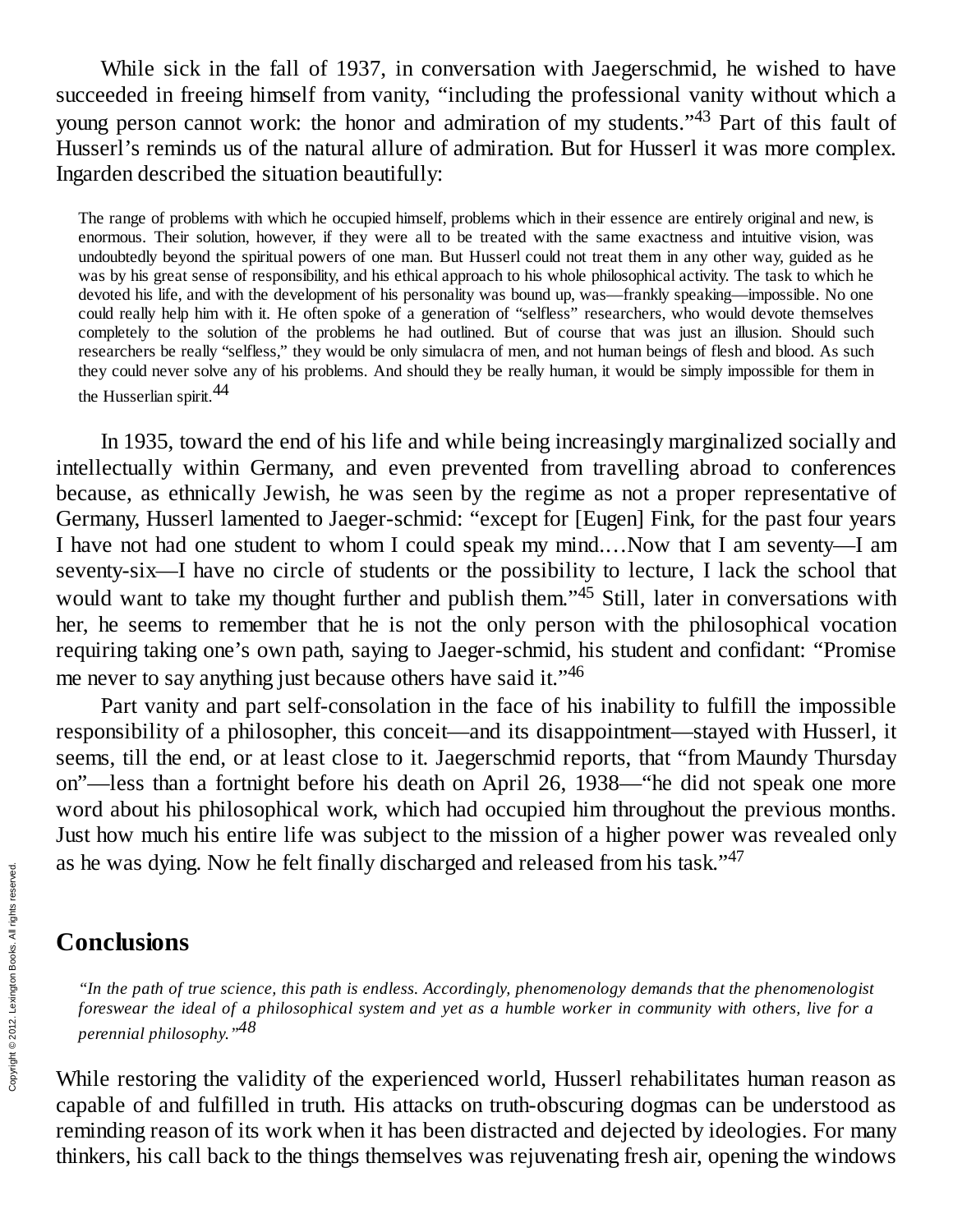While sick in the fall of 1937, in conversation with Jaegerschmid, he wished to have succeeded in freeing himself from vanity, "including the professional vanity without which a young person cannot work: the honor and admiration of my students."[43] Part of this fault of Husserl's reminds us of the natural allure of admiration. But for Husserl it was more complex. Ingarden described the situation beautifully:

> The range of problems with which he occupied himself, problems which in their essence are entirely original and new, is enormous. Their solution, however, if they were all to be treated with the same exactness and intuitive vision, was undoubtedly beyond the spiritual powers of one man. But Husserl could not treat them in any other way, guided as he was by his great sense of responsibility, and his ethical approach to his whole philosophical activity. The task to which he devoted his life, and with the development of his personality was bound up, was—frankly speaking—impossible. No one could really help him with it. He often spoke of a generation of "selfless" researchers, who would devote themselves completely to the solution of the problems he had outlined. But of course that was just an illusion. Should such researchers be really "selfless," they would be only simulacra of men, and not human beings of flesh and blood. As such they could never solve any of his problems. And should they be really human, it would be simply impossible for them in the Husserlian spirit.[44]

In 1935, toward the end of his life and while being increasingly marginalized socially and intellectually within Germany, and even prevented from travelling abroad to conferences because, as ethnically Jewish, he was seen by the regime as not a proper representative of Germany, Husserl lamented to Jaeger-schmid: "except for [Eugen] Fink, for the past four years I have not had one student to whom I could speak my mind.…Now that I am seventy—I am seventy-six—I have no circle of students or the possibility to lecture, I lack the school that would want to take my thought further and publish them."[45] Still, later in conversations with her, he seems to remember that he is not the only person with the philosophical vocation requiring taking one's own path, saying to Jaeger-schmid, his student and confidant: "Promise me never to say anything just because others have said it."[46]

Part vanity and part self-consolation in the face of his inability to fulfill the impossible responsibility of a philosopher, this conceit—and its disappointment—stayed with Husserl, it seems, till the end, or at least close to it. Jaegerschmid reports, that "from Maundy Thursday on"—less than a fortnight before his death on April 26, 1938—"he did not speak one more word about his philosophical work, which had occupied him throughout the previous months. Just how much his entire life was subject to the mission of a higher power was revealed only as he was dying. Now he felt finally discharged and released from his task."[47]

## Conclusions

> *"In the path of true science, this path is endless. Accordingly, phenomenology demands that the phenomenologist foreswear the ideal of a philosophical system and yet as a humble worker in community with others, live for a perennial philosophy."*[48]

While restoring the validity of the experienced world, Husserl rehabilitates human reason as capable of and fulfilled in truth. His attacks on truth-obscuring dogmas can be understood as reminding reason of its work when it has been distracted and dejected by ideologies. For many thinkers, his call back to the things themselves was rejuvenating fresh air, opening the windows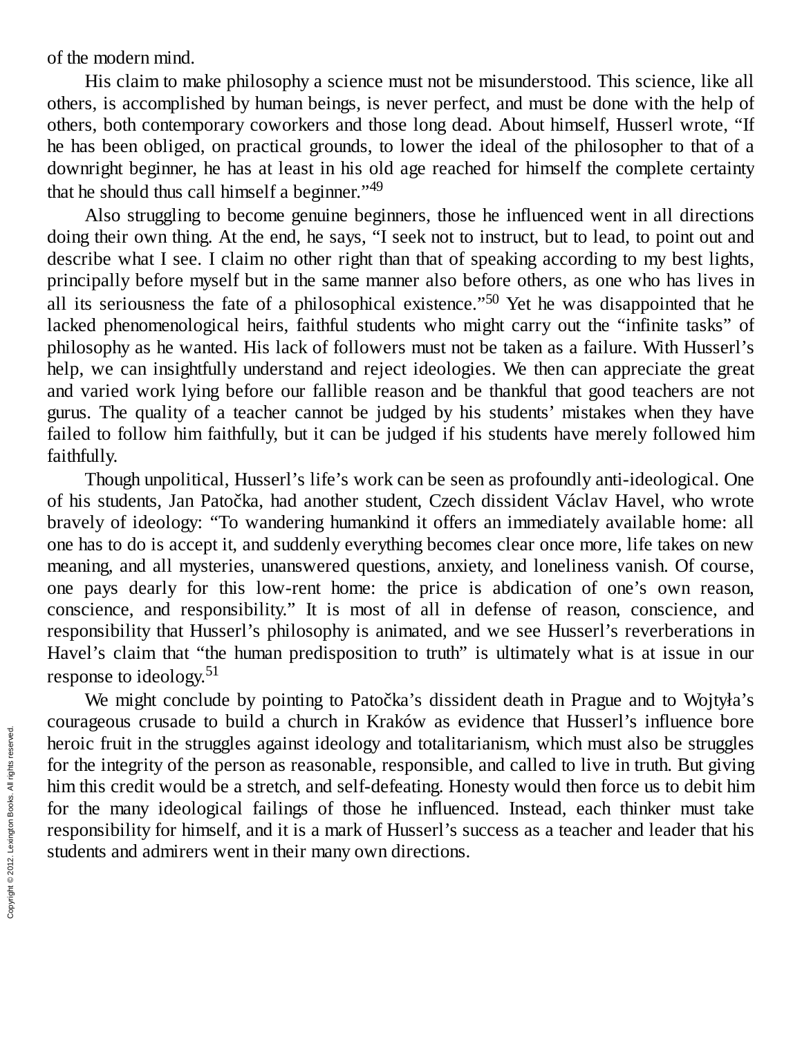of the modern mind.

His claim to make philosophy a science must not be misunderstood. This science, like all others, is accomplished by human beings, is never perfect, and must be done with the help of others, both contemporary coworkers and those long dead. About himself, Husserl wrote, “If he has been obliged, on practical grounds, to lower the ideal of the philosopher to that of a downright beginner, he has at least in his old age reached for himself the complete certainty that he should thus call himself a beginner.”[49]

Also struggling to become genuine beginners, those he influenced went in all directions doing their own thing. At the end, he says, “I seek not to instruct, but to lead, to point out and describe what I see. I claim no other right than that of speaking according to my best lights, principally before myself but in the same manner also before others, as one who has lives in all its seriousness the fate of a philosophical existence.”[50] Yet he was disappointed that he lacked phenomenological heirs, faithful students who might carry out the “infinite tasks” of philosophy as he wanted. His lack of followers must not be taken as a failure. With Husserl’s help, we can insightfully understand and reject ideologies. We then can appreciate the great and varied work lying before our fallible reason and be thankful that good teachers are not gurus. The quality of a teacher cannot be judged by his students’ mistakes when they have failed to follow him faithfully, but it can be judged if his students have merely followed him faithfully.

Though unpolitical, Husserl’s life’s work can be seen as profoundly anti-ideological. One of his students, Jan Patočka, had another student, Czech dissident Václav Havel, who wrote bravely of ideology: “To wandering humankind it offers an immediately available home: all one has to do is accept it, and suddenly everything becomes clear once more, life takes on new meaning, and all mysteries, unanswered questions, anxiety, and loneliness vanish. Of course, one pays dearly for this low-rent home: the price is abdication of one’s own reason, conscience, and responsibility.” It is most of all in defense of reason, conscience, and responsibility that Husserl’s philosophy is animated, and we see Husserl’s reverberations in Havel’s claim that “the human predisposition to truth” is ultimately what is at issue in our response to ideology.[51]

We might conclude by pointing to Patočka’s dissident death in Prague and to Wojtyła’s courageous crusade to build a church in Kraków as evidence that Husserl’s influence bore heroic fruit in the struggles against ideology and totalitarianism, which must also be struggles for the integrity of the person as reasonable, responsible, and called to live in truth. But giving him this credit would be a stretch, and self-defeating. Honesty would then force us to debit him for the many ideological failings of those he influenced. Instead, each thinker must take responsibility for himself, and it is a mark of Husserl’s success as a teacher and leader that his students and admirers went in their many own directions.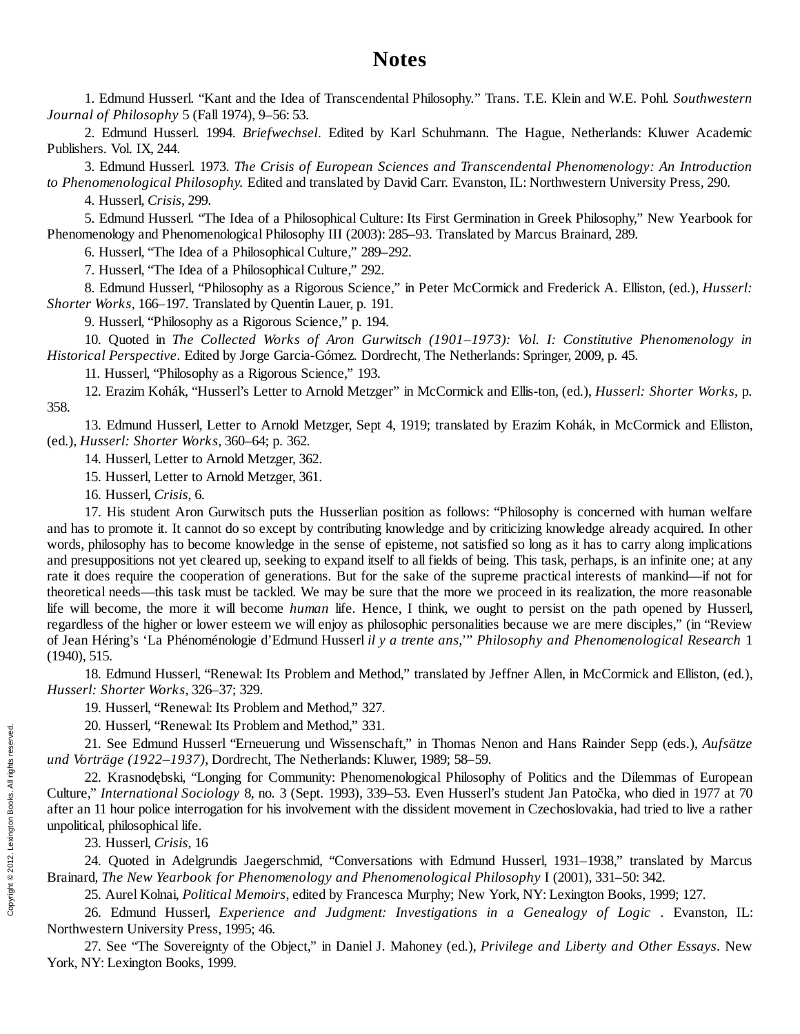# Notes

1. Edmund Husserl. “Kant and the Idea of Transcendental Philosophy.” Trans. T.E. Klein and W.E. Pohl. *Southwestern Journal of Philosophy* 5 (Fall 1974), 9–56: 53.

2. Edmund Husserl. 1994. *Briefwechsel*. Edited by Karl Schuhmann. The Hague, Netherlands: Kluwer Academic Publishers. Vol. IX, 244.

3. Edmund Husserl. 1973. *The Crisis of European Sciences and Transcendental Phenomenology: An Introduction to Phenomenological Philosophy.* Edited and translated by David Carr. Evanston, IL: Northwestern University Press, 290.

4. Husserl, *Crisis*, 299.

5. Edmund Husserl. “The Idea of a Philosophical Culture: Its First Germination in Greek Philosophy,” New Yearbook for Phenomenology and Phenomenological Philosophy III (2003): 285–93. Translated by Marcus Brainard, 289.

6. Husserl, “The Idea of a Philosophical Culture,” 289–292.

7. Husserl, “The Idea of a Philosophical Culture,” 292.

8. Edmund Husserl, “Philosophy as a Rigorous Science,” in Peter McCormick and Frederick A. Elliston, (ed.), *Husserl: Shorter Works*, 166–197. Translated by Quentin Lauer, p. 191.

9. Husserl, “Philosophy as a Rigorous Science,” p. 194.

10. Quoted in *The Collected Works of Aron Gurwitsch (1901–1973): Vol. I: Constitutive Phenomenology in Historical Perspective*. Edited by Jorge Garcia-Gómez. Dordrecht, The Netherlands: Springer, 2009, p. 45.

11. Husserl, “Philosophy as a Rigorous Science,” 193.

12. Erazim Kohák, “Husserl’s Letter to Arnold Metzger” in McCormick and Ellis-ton, (ed.), *Husserl: Shorter Works*, p. 358.

13. Edmund Husserl, Letter to Arnold Metzger, Sept 4, 1919; translated by Erazim Kohák, in McCormick and Elliston, (ed.), *Husserl: Shorter Works*, 360–64; p. 362.

14. Husserl, Letter to Arnold Metzger, 362.

15. Husserl, Letter to Arnold Metzger, 361.

16. Husserl, *Crisis*, 6.

17. His student Aron Gurwitsch puts the Husserlian position as follows: “Philosophy is concerned with human welfare and has to promote it. It cannot do so except by contributing knowledge and by criticizing knowledge already acquired. In other words, philosophy has to become knowledge in the sense of episteme, not satisfied so long as it has to carry along implications and presuppositions not yet cleared up, seeking to expand itself to all fields of being. This task, perhaps, is an infinite one; at any rate it does require the cooperation of generations. But for the sake of the supreme practical interests of mankind—if not for theoretical needs—this task must be tackled. We may be sure that the more we proceed in its realization, the more reasonable life will become, the more it will become *human* life. Hence, I think, we ought to persist on the path opened by Husserl, regardless of the higher or lower esteem we will enjoy as philosophic personalities because we are mere disciples,” (in “Review of Jean Héring’s ‘La Phénoménologie d’Edmund Husserl *il y a trente ans*,’” *Philosophy and Phenomenological Research* 1 (1940), 515.

18. Edmund Husserl, “Renewal: Its Problem and Method,” translated by Jeffner Allen, in McCormick and Elliston, (ed.), *Husserl: Shorter Works*, 326–37; 329.

19. Husserl, “Renewal: Its Problem and Method,” 327.

20. Husserl, “Renewal: Its Problem and Method,” 331.

21. See Edmund Husserl “Erneuerung und Wissenschaft,” in Thomas Nenon and Hans Rainder Sepp (eds.), *Aufsätze und Vorträge (1922–1937)*, Dordrecht, The Netherlands: Kluwer, 1989; 58–59.

22. Krasnodębski, “Longing for Community: Phenomenological Philosophy of Politics and the Dilemmas of European Culture,” *International Sociology* 8, no. 3 (Sept. 1993), 339–53. Even Husserl’s student Jan Patočka, who died in 1977 at 70 after an 11 hour police interrogation for his involvement with the dissident movement in Czechoslovakia, had tried to live a rather unpolitical, philosophical life.

23. Husserl, *Crisis*, 16

24. Quoted in Adelgrundis Jaegerschmid, “Conversations with Edmund Husserl, 1931–1938,” translated by Marcus Brainard, *The New Yearbook for Phenomenology and Phenomenological Philosophy* I (2001), 331–50: 342.

25. Aurel Kolnai, *Political Memoirs*, edited by Francesca Murphy; New York, NY: Lexington Books, 1999; 127.

26. Edmund Husserl, *Experience and Judgment: Investigations in a Genealogy of Logic* . Evanston, IL: Northwestern University Press, 1995; 46.

27. See “The Sovereignty of the Object,” in Daniel J. Mahoney (ed.), *Privilege and Liberty and Other Essays*. New York, NY: Lexington Books, 1999.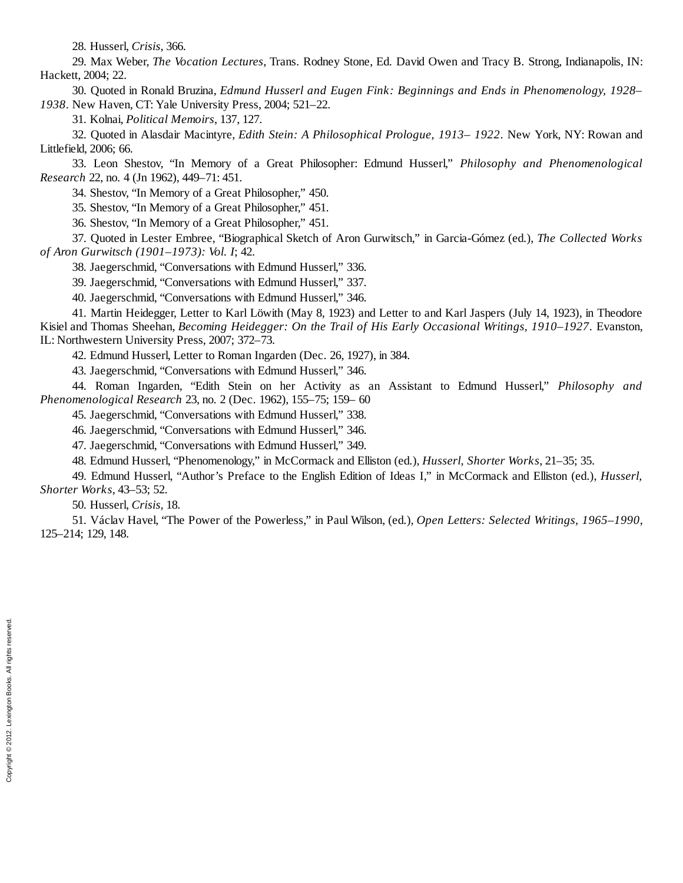28. Husserl, *Crisis*, 366.

29. Max Weber, *The Vocation Lectures*, Trans. Rodney Stone, Ed. David Owen and Tracy B. Strong, Indianapolis, IN: Hackett, 2004; 22.

30. Quoted in Ronald Bruzina, *Edmund Husserl and Eugen Fink: Beginnings and Ends in Phenomenology, 1928–1938*. New Haven, CT: Yale University Press, 2004; 521–22.

31. Kolnai, *Political Memoirs*, 137, 127.

32. Quoted in Alasdair Macintyre, *Edith Stein: A Philosophical Prologue, 1913– 1922*. New York, NY: Rowan and Littlefield, 2006; 66.

33. Leon Shestov, "In Memory of a Great Philosopher: Edmund Husserl," *Philosophy and Phenomenological Research* 22, no. 4 (Jn 1962), 449–71: 451.

34. Shestov, "In Memory of a Great Philosopher," 450.

35. Shestov, "In Memory of a Great Philosopher," 451.

36. Shestov, "In Memory of a Great Philosopher," 451.

37. Quoted in Lester Embree, "Biographical Sketch of Aron Gurwitsch," in Garcia-Gómez (ed.), *The Collected Works of Aron Gurwitsch (1901–1973): Vol. I*; 42.

38. Jaegerschmid, "Conversations with Edmund Husserl," 336.

39. Jaegerschmid, "Conversations with Edmund Husserl," 337.

40. Jaegerschmid, "Conversations with Edmund Husserl," 346.

41. Martin Heidegger, Letter to Karl Löwith (May 8, 1923) and Letter to and Karl Jaspers (July 14, 1923), in Theodore Kisiel and Thomas Sheehan, *Becoming Heidegger: On the Trail of His Early Occasional Writings, 1910–1927*. Evanston, IL: Northwestern University Press, 2007; 372–73.

42. Edmund Husserl, Letter to Roman Ingarden (Dec. 26, 1927), in 384.

43. Jaegerschmid, "Conversations with Edmund Husserl," 346.

44. Roman Ingarden, "Edith Stein on her Activity as an Assistant to Edmund Husserl," *Philosophy and Phenomenological Research* 23, no. 2 (Dec. 1962), 155–75; 159– 60

45. Jaegerschmid, "Conversations with Edmund Husserl," 338.

46. Jaegerschmid, "Conversations with Edmund Husserl," 346.

47. Jaegerschmid, "Conversations with Edmund Husserl," 349.

48. Edmund Husserl, "Phenomenology," in McCormack and Elliston (ed.), *Husserl, Shorter Works*, 21–35; 35.

49. Edmund Husserl, "Author's Preface to the English Edition of Ideas I," in McCormack and Elliston (ed.), *Husserl, Shorter Works*, 43–53; 52.

50. Husserl, *Crisis*, 18.

51. Václav Havel, "The Power of the Powerless," in Paul Wilson, (ed.), *Open Letters: Selected Writings, 1965–1990*, 125–214; 129, 148.